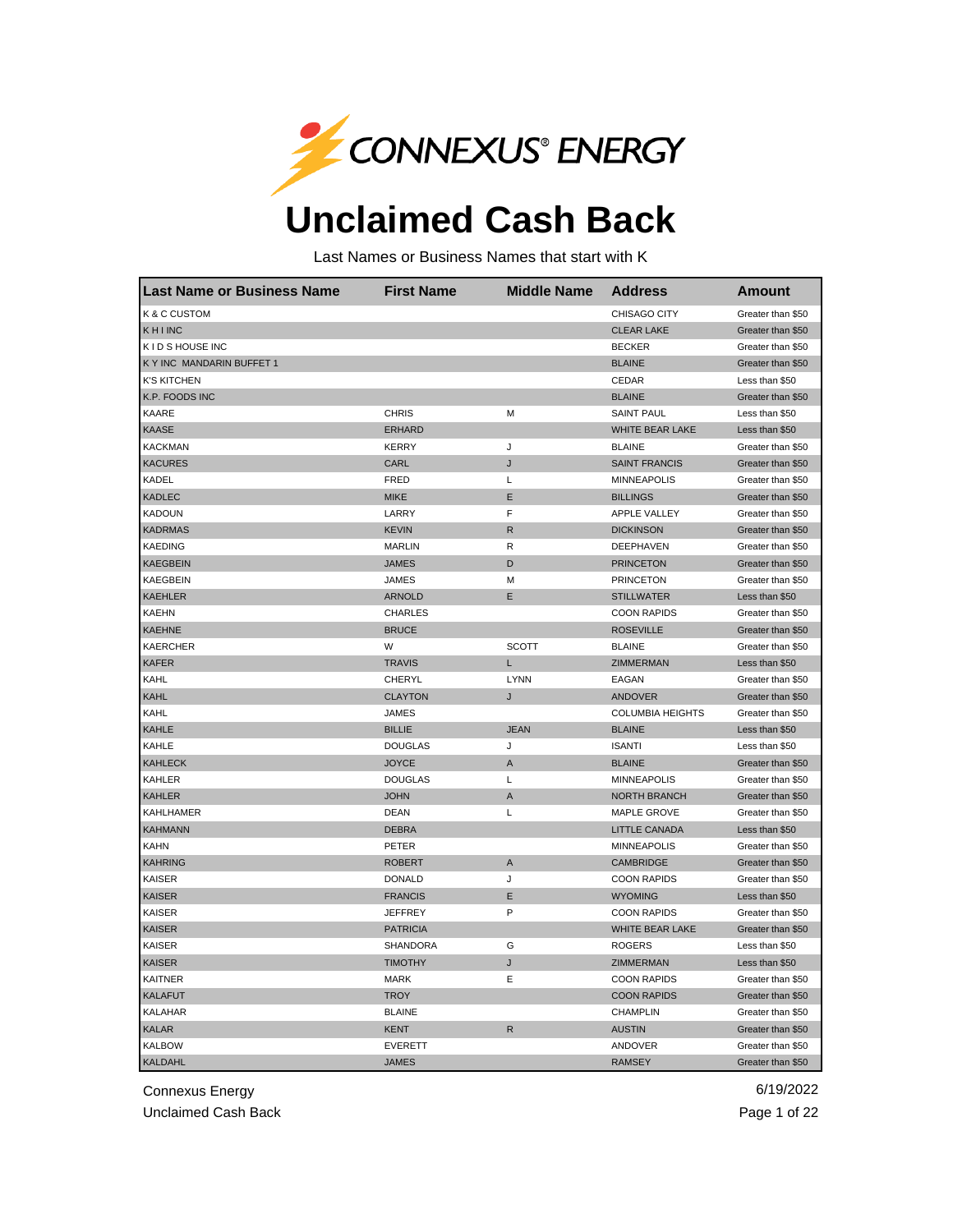CONNEXUS® ENERGY

# Unclaimed Cash Back

Last Names or Business Names that start with K

| Last Name or Business Name | First Name | Middle Name | Address | Amount |
|---|---|---|---|---|
| K & C CUSTOM | | | CHISAGO CITY | Greater than $50 |
| K H I INC | | | CLEAR LAKE | Greater than $50 |
| K I D S HOUSE INC | | | BECKER | Greater than $50 |
| K Y INC MANDARIN BUFFET 1 | | | BLAINE | Greater than $50 |
| K'S KITCHEN | | | CEDAR | Less than $50 |
| K.P. FOODS INC | | | BLAINE | Greater than $50 |
| KAARE | CHRIS | M | SAINT PAUL | Less than $50 |
| KAASE | ERHARD | | WHITE BEAR LAKE | Less than $50 |
| KACKMAN | KERRY | J | BLAINE | Greater than $50 |
| KACURES | CARL | J | SAINT FRANCIS | Greater than $50 |
| KADEL | FRED | L | MINNEAPOLIS | Greater than $50 |
| KADLEC | MIKE | E | BILLINGS | Greater than $50 |
| KADOUN | LARRY | F | APPLE VALLEY | Greater than $50 |
| KADRMAS | KEVIN | R | DICKINSON | Greater than $50 |
| KAEDING | MARLIN | R | DEEPHAVEN | Greater than $50 |
| KAEGBEIN | JAMES | D | PRINCETON | Greater than $50 |
| KAEGBEIN | JAMES | M | PRINCETON | Greater than $50 |
| KAEHLER | ARNOLD | E | STILLWATER | Less than $50 |
| KAEHN | CHARLES | | COON RAPIDS | Greater than $50 |
| KAEHNE | BRUCE | | ROSEVILLE | Greater than $50 |
| KAERCHER | W | SCOTT | BLAINE | Greater than $50 |
| KAFER | TRAVIS | L | ZIMMERMAN | Less than $50 |
| KAHL | CHERYL | LYNN | EAGAN | Greater than $50 |
| KAHL | CLAYTON | J | ANDOVER | Greater than $50 |
| KAHL | JAMES | | COLUMBIA HEIGHTS | Greater than $50 |
| KAHLE | BILLIE | JEAN | BLAINE | Less than $50 |
| KAHLE | DOUGLAS | J | ISANTI | Less than $50 |
| KAHLECK | JOYCE | A | BLAINE | Greater than $50 |
| KAHLER | DOUGLAS | L | MINNEAPOLIS | Greater than $50 |
| KAHLER | JOHN | A | NORTH BRANCH | Greater than $50 |
| KAHLHAMER | DEAN | L | MAPLE GROVE | Greater than $50 |
| KAHMANN | DEBRA | | LITTLE CANADA | Less than $50 |
| KAHN | PETER | | MINNEAPOLIS | Greater than $50 |
| KAHRING | ROBERT | A | CAMBRIDGE | Greater than $50 |
| KAISER | DONALD | J | COON RAPIDS | Greater than $50 |
| KAISER | FRANCIS | E | WYOMING | Less than $50 |
| KAISER | JEFFREY | P | COON RAPIDS | Greater than $50 |
| KAISER | PATRICIA | | WHITE BEAR LAKE | Greater than $50 |
| KAISER | SHANDORA | G | ROGERS | Less than $50 |
| KAISER | TIMOTHY | J | ZIMMERMAN | Less than $50 |
| KAITNER | MARK | E | COON RAPIDS | Greater than $50 |
| KALAFUT | TROY | | COON RAPIDS | Greater than $50 |
| KALAHAR | BLAINE | | CHAMPLIN | Greater than $50 |
| KALAR | KENT | R | AUSTIN | Greater than $50 |
| KALBOW | EVERETT | | ANDOVER | Greater than $50 |
| KALDAHL | JAMES | | RAMSEY | Greater than $50 |

Connexus Energy
Unclaimed Cash Back

6/19/2022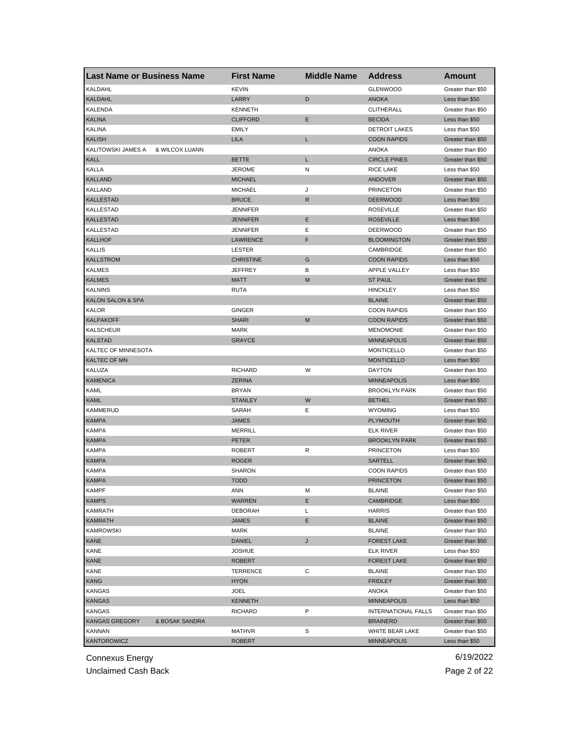| Last Name or Business Name | First Name | Middle Name | Address | Amount |
|---|---|---|---|---|
| KALDAHL | KEVIN | | GLENWOOD | Greater than $50 |
| KALDAHL | LARRY | D | ANOKA | Less than $50 |
| KALENDA | KENNETH | | CLITHERALL | Greater than $50 |
| KALINA | CLIFFORD | E | BECIDA | Less than $50 |
| KALINA | EMILY | | DETROIT LAKES | Less than $50 |
| KALISH | LILA | L | COON RAPIDS | Greater than $50 |
| KALITOWSKI JAMES A & WILCOX LUANN | | | ANOKA | Greater than $50 |
| KALL | BETTE | L | CIRCLE PINES | Greater than $50 |
| KALLA | JEROME | N | RICE LAKE | Less than $50 |
| KALLAND | MICHAEL | | ANDOVER | Greater than $50 |
| KALLAND | MICHAEL | J | PRINCETON | Greater than $50 |
| KALLESTAD | BRUCE | R | DEERWOOD | Less than $50 |
| KALLESTAD | JENNIFER | | ROSEVILLE | Greater than $50 |
| KALLESTAD | JENNIFER | E | ROSEVILLE | Less than $50 |
| KALLESTAD | JENNIFER | E | DEERWOOD | Greater than $50 |
| KALLHOF | LAWRENCE | F | BLOOMINGTON | Greater than $50 |
| KALLIS | LESTER | | CAMBRIDGE | Greater than $50 |
| KALLSTROM | CHRISTINE | G | COON RAPIDS | Less than $50 |
| KALMES | JEFFREY | B | APPLE VALLEY | Less than $50 |
| KALMES | MATT | M | ST PAUL | Greater than $50 |
| KALNINS | RUTA | | HINCKLEY | Less than $50 |
| KALON SALON & SPA | | | BLAINE | Greater than $50 |
| KALOR | GINGER | | COON RAPIDS | Greater than $50 |
| KALPAKOFF | SHARI | M | COON RAPIDS | Greater than $50 |
| KALSCHEUR | MARK | | MENOMONIE | Greater than $50 |
| KALSTAD | GRAYCE | | MINNEAPOLIS | Greater than $50 |
| KALTEC OF MINNESOTA | | | MONTICELLO | Greater than $50 |
| KALTEC OF MN | | | MONTICELLO | Less than $50 |
| KALUZA | RICHARD | W | DAYTON | Greater than $50 |
| KAMENICA | ZERINA | | MINNEAPOLIS | Less than $50 |
| KAML | BRYAN | | BROOKLYN PARK | Greater than $50 |
| KAML | STANLEY | W | BETHEL | Greater than $50 |
| KAMMERUD | SARAH | E | WYOMING | Less than $50 |
| KAMPA | JAMES | | PLYMOUTH | Greater than $50 |
| KAMPA | MERRILL | | ELK RIVER | Greater than $50 |
| KAMPA | PETER | | BROOKLYN PARK | Greater than $50 |
| KAMPA | ROBERT | R | PRINCETON | Less than $50 |
| KAMPA | ROGER | | SARTELL | Greater than $50 |
| KAMPA | SHARON | | COON RAPIDS | Greater than $50 |
| KAMPA | TODD | | PRINCETON | Greater than $50 |
| KAMPF | ANN | M | BLAINE | Greater than $50 |
| KAMPS | WARREN | E | CAMBRIDGE | Less than $50 |
| KAMRATH | DEBORAH | L | HARRIS | Greater than $50 |
| KAMRATH | JAMES | E | BLAINE | Greater than $50 |
| KAMROWSKI | MARK | | BLAINE | Greater than $50 |
| KANE | DANIEL | J | FOREST LAKE | Greater than $50 |
| KANE | JOSHUE | | ELK RIVER | Less than $50 |
| KANE | ROBERT | | FOREST LAKE | Greater than $50 |
| KANE | TERRENCE | C | BLAINE | Greater than $50 |
| KANG | HYON | | FRIDLEY | Greater than $50 |
| KANGAS | JOEL | | ANOKA | Greater than $50 |
| KANGAS | KENNETH | | MINNEAPOLIS | Less than $50 |
| KANGAS | RICHARD | P | INTERNATIONAL FALLS | Greater than $50 |
| KANGAS GREGORY & BOSAK SANDRA | | | BRAINERD | Greater than $50 |
| KANNAN | MATHVR | S | WHITE BEAR LAKE | Greater than $50 |
| KANTOROWICZ | ROBERT | | MINNEAPOLIS | Less than $50 |

Connexus Energy
Unclaimed Cash Back
6/19/2022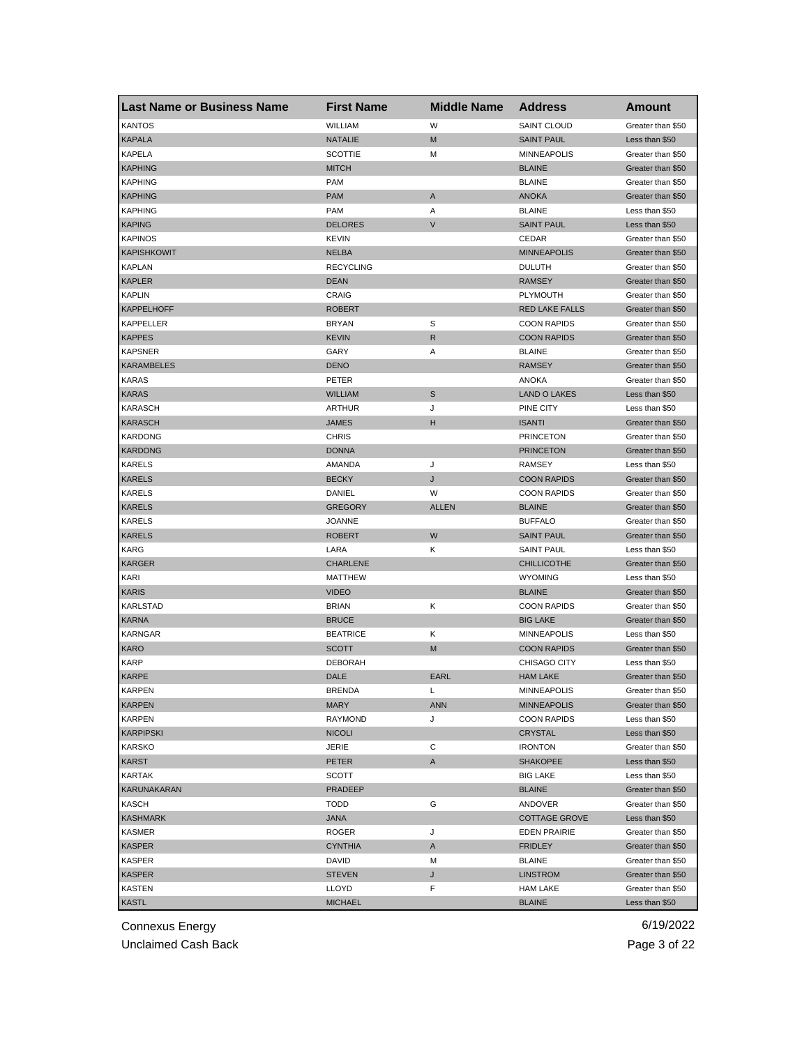| Last Name or Business Name | First Name | Middle Name | Address | Amount |
|---|---|---|---|---|
| KANTOS | WILLIAM | W | SAINT CLOUD | Greater than $50 |
| KAPALA | NATALIE | M | SAINT PAUL | Less than $50 |
| KAPELA | SCOTTIE | M | MINNEAPOLIS | Greater than $50 |
| KAPHING | MITCH | | BLAINE | Greater than $50 |
| KAPHING | PAM | | BLAINE | Greater than $50 |
| KAPHING | PAM | A | ANOKA | Greater than $50 |
| KAPHING | PAM | A | BLAINE | Less than $50 |
| KAPING | DELORES | V | SAINT PAUL | Less than $50 |
| KAPINOS | KEVIN | | CEDAR | Greater than $50 |
| KAPISHKOWIT | NELBA | | MINNEAPOLIS | Greater than $50 |
| KAPLAN | RECYCLING | | DULUTH | Greater than $50 |
| KAPLER | DEAN | | RAMSEY | Greater than $50 |
| KAPLIN | CRAIG | | PLYMOUTH | Greater than $50 |
| KAPPELHOFF | ROBERT | | RED LAKE FALLS | Greater than $50 |
| KAPPELLER | BRYAN | S | COON RAPIDS | Greater than $50 |
| KAPPES | KEVIN | R | COON RAPIDS | Greater than $50 |
| KAPSNER | GARY | A | BLAINE | Greater than $50 |
| KARAMBELES | DENO | | RAMSEY | Greater than $50 |
| KARAS | PETER | | ANOKA | Greater than $50 |
| KARAS | WILLIAM | S | LAND O LAKES | Less than $50 |
| KARASCH | ARTHUR | J | PINE CITY | Less than $50 |
| KARASCH | JAMES | H | ISANTI | Greater than $50 |
| KARDONG | CHRIS | | PRINCETON | Greater than $50 |
| KARDONG | DONNA | | PRINCETON | Greater than $50 |
| KARELS | AMANDA | J | RAMSEY | Less than $50 |
| KARELS | BECKY | J | COON RAPIDS | Greater than $50 |
| KARELS | DANIEL | W | COON RAPIDS | Greater than $50 |
| KARELS | GREGORY | ALLEN | BLAINE | Greater than $50 |
| KARELS | JOANNE | | BUFFALO | Greater than $50 |
| KARELS | ROBERT | W | SAINT PAUL | Greater than $50 |
| KARG | LARA | K | SAINT PAUL | Less than $50 |
| KARGER | CHARLENE | | CHILLICOTHE | Greater than $50 |
| KARI | MATTHEW | | WYOMING | Less than $50 |
| KARIS | VIDEO | | BLAINE | Greater than $50 |
| KARLSTAD | BRIAN | K | COON RAPIDS | Greater than $50 |
| KARNA | BRUCE | | BIG LAKE | Greater than $50 |
| KARNGAR | BEATRICE | K | MINNEAPOLIS | Less than $50 |
| KARO | SCOTT | M | COON RAPIDS | Greater than $50 |
| KARP | DEBORAH | | CHISAGO CITY | Less than $50 |
| KARPE | DALE | EARL | HAM LAKE | Greater than $50 |
| KARPEN | BRENDA | L | MINNEAPOLIS | Greater than $50 |
| KARPEN | MARY | ANN | MINNEAPOLIS | Greater than $50 |
| KARPEN | RAYMOND | J | COON RAPIDS | Less than $50 |
| KARPIPSKI | NICOLI | | CRYSTAL | Less than $50 |
| KARSKO | JERIE | C | IRONTON | Greater than $50 |
| KARST | PETER | A | SHAKOPEE | Less than $50 |
| KARTAK | SCOTT | | BIG LAKE | Less than $50 |
| KARUNAKARAN | PRADEEP | | BLAINE | Greater than $50 |
| KASCH | TODD | G | ANDOVER | Greater than $50 |
| KASHMARK | JANA | | COTTAGE GROVE | Less than $50 |
| KASMER | ROGER | J | EDEN PRAIRIE | Greater than $50 |
| KASPER | CYNTHIA | A | FRIDLEY | Greater than $50 |
| KASPER | DAVID | M | BLAINE | Greater than $50 |
| KASPER | STEVEN | J | LINSTROM | Greater than $50 |
| KASTEN | LLOYD | F | HAM LAKE | Greater than $50 |
| KASTL | MICHAEL | | BLAINE | Less than $50 |

Connexus Energy
Unclaimed Cash Back

6/19/2022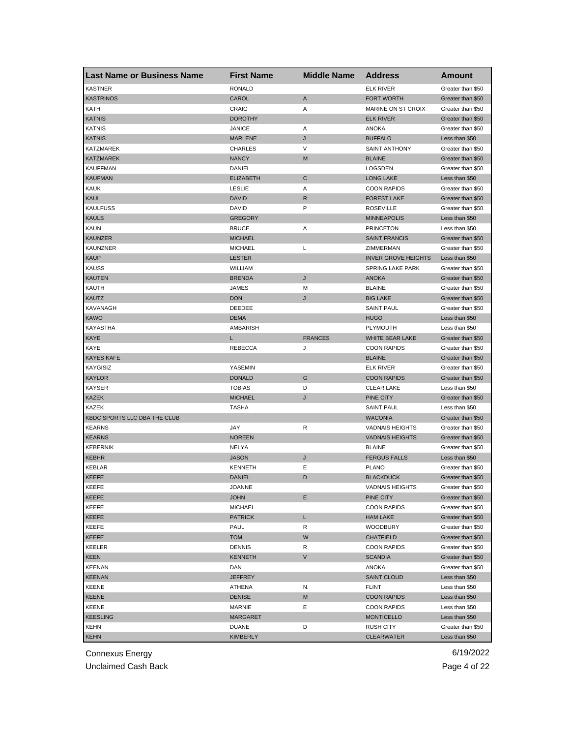| Last Name or Business Name | First Name | Middle Name | Address | Amount |
|---|---|---|---|---|
| KASTNER | RONALD | | ELK RIVER | Greater than $50 |
| KASTRINOS | CAROL | A | FORT WORTH | Greater than $50 |
| KATH | CRAIG | A | MARINE ON ST CROIX | Greater than $50 |
| KATNIS | DOROTHY | | ELK RIVER | Greater than $50 |
| KATNIS | JANICE | A | ANOKA | Greater than $50 |
| KATNIS | MARLENE | J | BUFFALO | Less than $50 |
| KATZMAREK | CHARLES | V | SAINT ANTHONY | Greater than $50 |
| KATZMAREK | NANCY | M | BLAINE | Greater than $50 |
| KAUFFMAN | DANIEL | | LOGSDEN | Greater than $50 |
| KAUFMAN | ELIZABETH | C | LONG LAKE | Less than $50 |
| KAUK | LESLIE | A | COON RAPIDS | Greater than $50 |
| KAUL | DAVID | R | FOREST LAKE | Greater than $50 |
| KAULFUSS | DAVID | P | ROSEVILLE | Greater than $50 |
| KAULS | GREGORY | | MINNEAPOLIS | Less than $50 |
| KAUN | BRUCE | A | PRINCETON | Less than $50 |
| KAUNZER | MICHAEL | | SAINT FRANCIS | Greater than $50 |
| KAUNZNER | MICHAEL | L | ZIMMERMAN | Greater than $50 |
| KAUP | LESTER | | INVER GROVE HEIGHTS | Less than $50 |
| KAUSS | WILLIAM | | SPRING LAKE PARK | Greater than $50 |
| KAUTEN | BRENDA | J | ANOKA | Greater than $50 |
| KAUTH | JAMES | M | BLAINE | Greater than $50 |
| KAUTZ | DON | J | BIG LAKE | Greater than $50 |
| KAVANAGH | DEEDEE | | SAINT PAUL | Greater than $50 |
| KAWO | DEMA | | HUGO | Less than $50 |
| KAYASTHA | AMBARISH | | PLYMOUTH | Less than $50 |
| KAYE | L | FRANCES | WHITE BEAR LAKE | Greater than $50 |
| KAYE | REBECCA | J | COON RAPIDS | Greater than $50 |
| KAYES KAFE | | | BLAINE | Greater than $50 |
| KAYGISIZ | YASEMIN | | ELK RIVER | Greater than $50 |
| KAYLOR | DONALD | G | COON RAPIDS | Greater than $50 |
| KAYSER | TOBIAS | D | CLEAR LAKE | Less than $50 |
| KAZEK | MICHAEL | J | PINE CITY | Greater than $50 |
| KAZEK | TASHA | | SAINT PAUL | Less than $50 |
| KBDC SPORTS LLC DBA THE CLUB | | | WACONIA | Greater than $50 |
| KEARNS | JAY | R | VADNAIS HEIGHTS | Greater than $50 |
| KEARNS | NOREEN | | VADNAIS HEIGHTS | Greater than $50 |
| KEBERNIK | NELYA | | BLAINE | Greater than $50 |
| KEBHR | JASON | J | FERGUS FALLS | Less than $50 |
| KEBLAR | KENNETH | E | PLANO | Greater than $50 |
| KEEFE | DANIEL | D | BLACKDUCK | Greater than $50 |
| KEEFE | JOANNE | | VADNAIS HEIGHTS | Greater than $50 |
| KEEFE | JOHN | E | PINE CITY | Greater than $50 |
| KEEFE | MICHAEL | | COON RAPIDS | Greater than $50 |
| KEEFE | PATRICK | L | HAM LAKE | Greater than $50 |
| KEEFE | PAUL | R | WOODBURY | Greater than $50 |
| KEEFE | TOM | W | CHATFIELD | Greater than $50 |
| KEELER | DENNIS | R | COON RAPIDS | Greater than $50 |
| KEEN | KENNETH | V | SCANDIA | Greater than $50 |
| KEENAN | DAN | | ANOKA | Greater than $50 |
| KEENAN | JEFFREY | | SAINT CLOUD | Less than $50 |
| KEENE | ATHENA | N. | FLINT | Less than $50 |
| KEENE | DENISE | M | COON RAPIDS | Less than $50 |
| KEENE | MARNIE | E | COON RAPIDS | Less than $50 |
| KEESLING | MARGARET | | MONTICELLO | Less than $50 |
| KEHN | DUANE | D | RUSH CITY | Greater than $50 |
| KEHN | KIMBERLY | | CLEARWATER | Less than $50 |

Connexus Energy
Unclaimed Cash Back

6/19/2022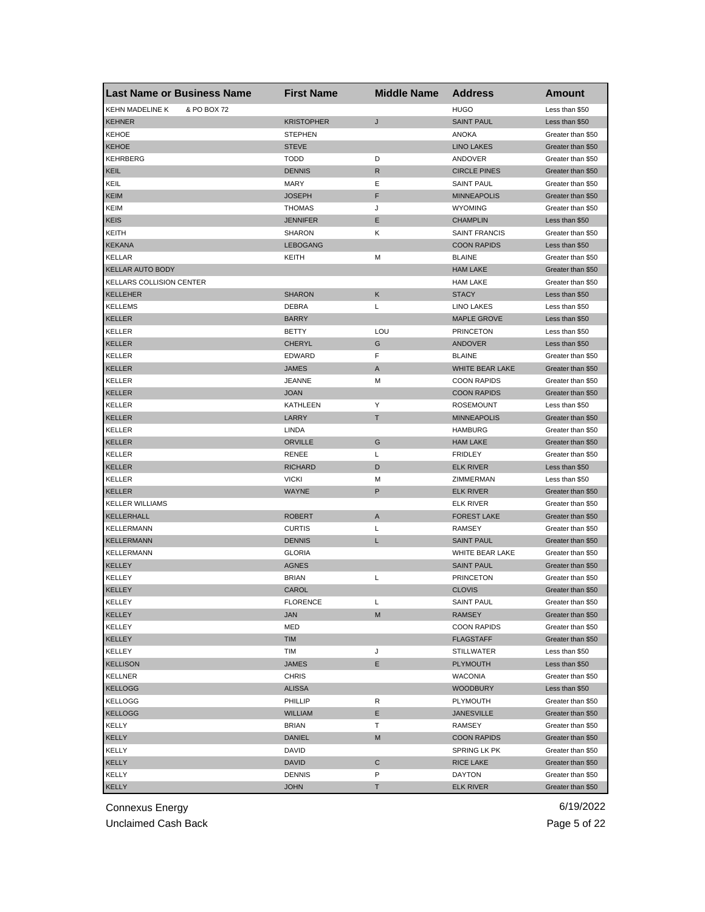| Last Name or Business Name | First Name | Middle Name | Address | Amount |
|---|---|---|---|---|
| KEHN MADELINE K & PO BOX 72 | | | HUGO | Less than $50 |
| KEHNER | KRISTOPHER | J | SAINT PAUL | Less than $50 |
| KEHOE | STEPHEN | | ANOKA | Greater than $50 |
| KEHOE | STEVE | | LINO LAKES | Greater than $50 |
| KEHRBERG | TODD | D | ANDOVER | Greater than $50 |
| KEIL | DENNIS | R | CIRCLE PINES | Greater than $50 |
| KEIL | MARY | E | SAINT PAUL | Greater than $50 |
| KEIM | JOSEPH | F | MINNEAPOLIS | Greater than $50 |
| KEIM | THOMAS | J | WYOMING | Greater than $50 |
| KEIS | JENNIFER | E | CHAMPLIN | Less than $50 |
| KEITH | SHARON | K | SAINT FRANCIS | Greater than $50 |
| KEKANA | LEBOGANG | | COON RAPIDS | Less than $50 |
| KELLAR | KEITH | M | BLAINE | Greater than $50 |
| KELLAR AUTO BODY | | | HAM LAKE | Greater than $50 |
| KELLARS COLLISION CENTER | | | HAM LAKE | Greater than $50 |
| KELLEHER | SHARON | K | STACY | Less than $50 |
| KELLEMS | DEBRA | L | LINO LAKES | Less than $50 |
| KELLER | BARRY | | MAPLE GROVE | Less than $50 |
| KELLER | BETTY | LOU | PRINCETON | Less than $50 |
| KELLER | CHERYL | G | ANDOVER | Less than $50 |
| KELLER | EDWARD | F | BLAINE | Greater than $50 |
| KELLER | JAMES | A | WHITE BEAR LAKE | Greater than $50 |
| KELLER | JEANNE | M | COON RAPIDS | Greater than $50 |
| KELLER | JOAN | | COON RAPIDS | Greater than $50 |
| KELLER | KATHLEEN | Y | ROSEMOUNT | Less than $50 |
| KELLER | LARRY | T | MINNEAPOLIS | Greater than $50 |
| KELLER | LINDA | | HAMBURG | Greater than $50 |
| KELLER | ORVILLE | G | HAM LAKE | Greater than $50 |
| KELLER | RENEE | L | FRIDLEY | Greater than $50 |
| KELLER | RICHARD | D | ELK RIVER | Less than $50 |
| KELLER | VICKI | M | ZIMMERMAN | Less than $50 |
| KELLER | WAYNE | P | ELK RIVER | Greater than $50 |
| KELLER WILLIAMS | | | ELK RIVER | Greater than $50 |
| KELLERHALL | ROBERT | A | FOREST LAKE | Greater than $50 |
| KELLERMANN | CURTIS | L | RAMSEY | Greater than $50 |
| KELLERMANN | DENNIS | L | SAINT PAUL | Greater than $50 |
| KELLERMANN | GLORIA | | WHITE BEAR LAKE | Greater than $50 |
| KELLEY | AGNES | | SAINT PAUL | Greater than $50 |
| KELLEY | BRIAN | L | PRINCETON | Greater than $50 |
| KELLEY | CAROL | | CLOVIS | Greater than $50 |
| KELLEY | FLORENCE | L | SAINT PAUL | Greater than $50 |
| KELLEY | JAN | M | RAMSEY | Greater than $50 |
| KELLEY | MED | | COON RAPIDS | Greater than $50 |
| KELLEY | TIM | | FLAGSTAFF | Greater than $50 |
| KELLEY | TIM | J | STILLWATER | Less than $50 |
| KELLISON | JAMES | E | PLYMOUTH | Less than $50 |
| KELLNER | CHRIS | | WACONIA | Greater than $50 |
| KELLOGG | ALISSA | | WOODBURY | Less than $50 |
| KELLOGG | PHILLIP | R | PLYMOUTH | Greater than $50 |
| KELLOGG | WILLIAM | E | JANESVILLE | Greater than $50 |
| KELLY | BRIAN | T | RAMSEY | Greater than $50 |
| KELLY | DANIEL | M | COON RAPIDS | Greater than $50 |
| KELLY | DAVID | | SPRING LK PK | Greater than $50 |
| KELLY | DAVID | C | RICE LAKE | Greater than $50 |
| KELLY | DENNIS | P | DAYTON | Greater than $50 |
| KELLY | JOHN | T | ELK RIVER | Greater than $50 |

Connexus Energy 6/19/2022

Unclaimed Cash Back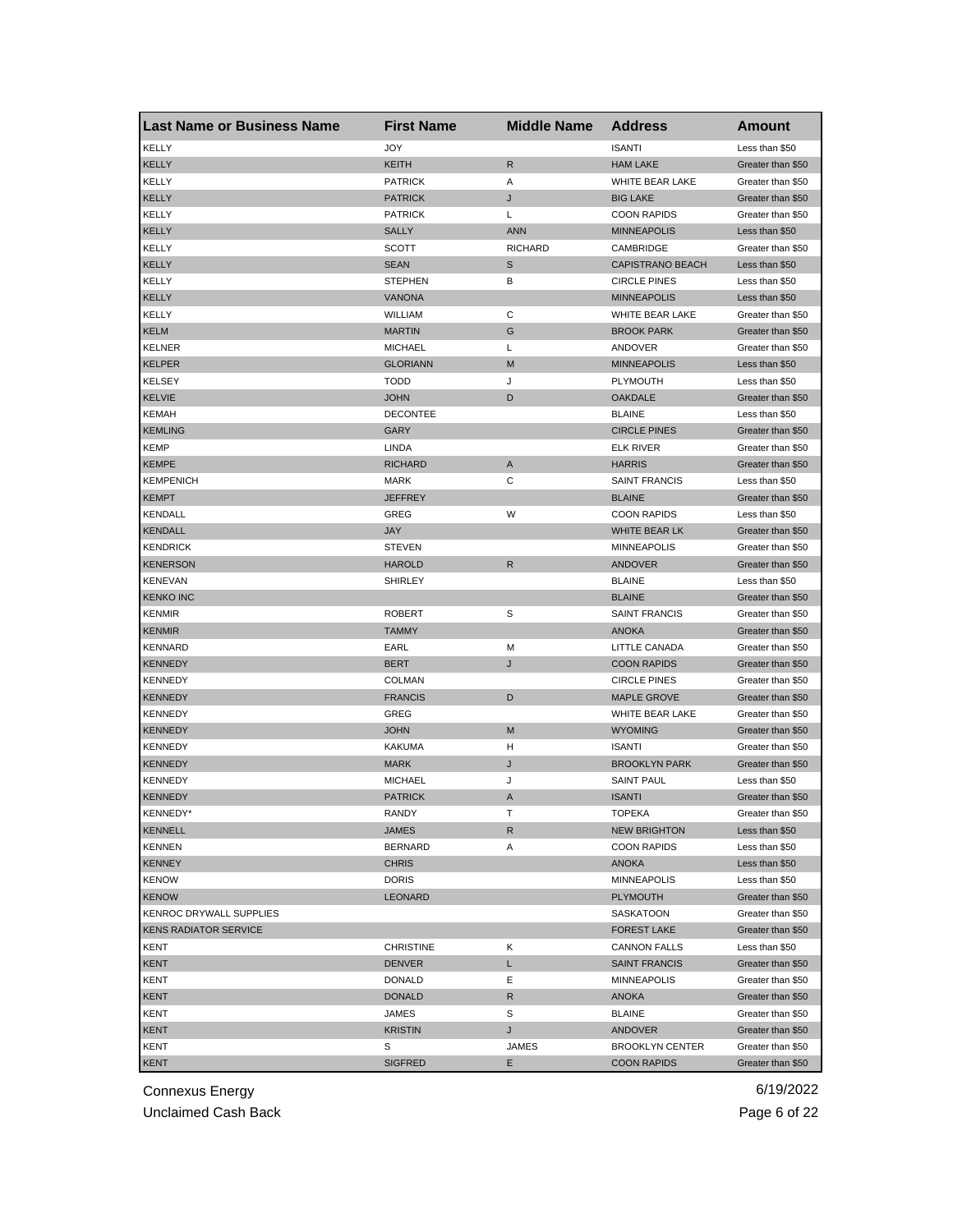| Last Name or Business Name | First Name | Middle Name | Address | Amount |
|---|---|---|---|---|
| KELLY | JOY | | ISANTI | Less than $50 |
| KELLY | KEITH | R | HAM LAKE | Greater than $50 |
| KELLY | PATRICK | A | WHITE BEAR LAKE | Greater than $50 |
| KELLY | PATRICK | J | BIG LAKE | Greater than $50 |
| KELLY | PATRICK | L | COON RAPIDS | Greater than $50 |
| KELLY | SALLY | ANN | MINNEAPOLIS | Less than $50 |
| KELLY | SCOTT | RICHARD | CAMBRIDGE | Greater than $50 |
| KELLY | SEAN | S | CAPISTRANO BEACH | Less than $50 |
| KELLY | STEPHEN | B | CIRCLE PINES | Less than $50 |
| KELLY | VANONA | | MINNEAPOLIS | Less than $50 |
| KELLY | WILLIAM | C | WHITE BEAR LAKE | Greater than $50 |
| KELM | MARTIN | G | BROOK PARK | Greater than $50 |
| KELNER | MICHAEL | L | ANDOVER | Greater than $50 |
| KELPER | GLORIANN | M | MINNEAPOLIS | Less than $50 |
| KELSEY | TODD | J | PLYMOUTH | Less than $50 |
| KELVIE | JOHN | D | OAKDALE | Greater than $50 |
| KEMAH | DECONTEE | | BLAINE | Less than $50 |
| KEMLING | GARY | | CIRCLE PINES | Greater than $50 |
| KEMP | LINDA | | ELK RIVER | Greater than $50 |
| KEMPE | RICHARD | A | HARRIS | Greater than $50 |
| KEMPENICH | MARK | C | SAINT FRANCIS | Less than $50 |
| KEMPT | JEFFREY | | BLAINE | Greater than $50 |
| KENDALL | GREG | W | COON RAPIDS | Less than $50 |
| KENDALL | JAY | | WHITE BEAR LK | Greater than $50 |
| KENDRICK | STEVEN | | MINNEAPOLIS | Greater than $50 |
| KENERSON | HAROLD | R | ANDOVER | Greater than $50 |
| KENEVAN | SHIRLEY | | BLAINE | Less than $50 |
| KENKO INC | | | BLAINE | Greater than $50 |
| KENMIR | ROBERT | S | SAINT FRANCIS | Greater than $50 |
| KENMIR | TAMMY | | ANOKA | Greater than $50 |
| KENNARD | EARL | M | LITTLE CANADA | Greater than $50 |
| KENNEDY | BERT | J | COON RAPIDS | Greater than $50 |
| KENNEDY | COLMAN | | CIRCLE PINES | Greater than $50 |
| KENNEDY | FRANCIS | D | MAPLE GROVE | Greater than $50 |
| KENNEDY | GREG | | WHITE BEAR LAKE | Greater than $50 |
| KENNEDY | JOHN | M | WYOMING | Greater than $50 |
| KENNEDY | KAKUMA | H | ISANTI | Greater than $50 |
| KENNEDY | MARK | J | BROOKLYN PARK | Greater than $50 |
| KENNEDY | MICHAEL | J | SAINT PAUL | Less than $50 |
| KENNEDY | PATRICK | A | ISANTI | Greater than $50 |
| KENNEDY* | RANDY | T | TOPEKA | Greater than $50 |
| KENNELL | JAMES | R | NEW BRIGHTON | Less than $50 |
| KENNEN | BERNARD | A | COON RAPIDS | Less than $50 |
| KENNEY | CHRIS | | ANOKA | Less than $50 |
| KENOW | DORIS | | MINNEAPOLIS | Less than $50 |
| KENOW | LEONARD | | PLYMOUTH | Greater than $50 |
| KENROC DRYWALL SUPPLIES | | | SASKATOON | Greater than $50 |
| KENS RADIATOR SERVICE | | | FOREST LAKE | Greater than $50 |
| KENT | CHRISTINE | K | CANNON FALLS | Less than $50 |
| KENT | DENVER | L | SAINT FRANCIS | Greater than $50 |
| KENT | DONALD | E | MINNEAPOLIS | Greater than $50 |
| KENT | DONALD | R | ANOKA | Greater than $50 |
| KENT | JAMES | S | BLAINE | Greater than $50 |
| KENT | KRISTIN | J | ANDOVER | Greater than $50 |
| KENT | S | JAMES | BROOKLYN CENTER | Greater than $50 |
| KENT | SIGFRED | E | COON RAPIDS | Greater than $50 |

Connexus Energy
Unclaimed Cash Back
6/19/2022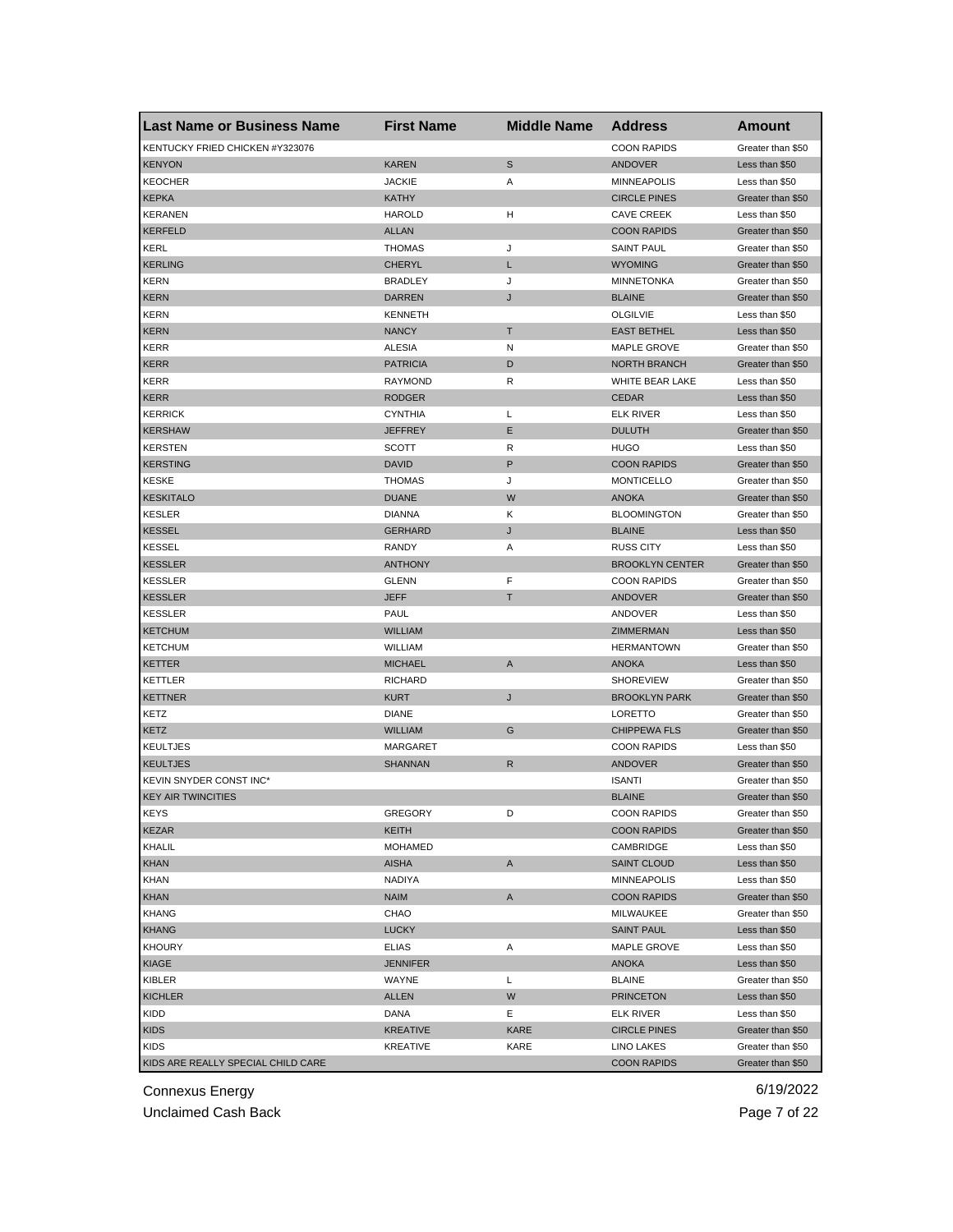| Last Name or Business Name | First Name | Middle Name | Address | Amount |
|---|---|---|---|---|
| KENTUCKY FRIED CHICKEN #Y323076 | | | COON RAPIDS | Greater than $50 |
| KENYON | KAREN | S | ANDOVER | Less than $50 |
| KEOCHER | JACKIE | A | MINNEAPOLIS | Less than $50 |
| KEPKA | KATHY | | CIRCLE PINES | Greater than $50 |
| KERANEN | HAROLD | H | CAVE CREEK | Less than $50 |
| KERFELD | ALLAN | | COON RAPIDS | Greater than $50 |
| KERL | THOMAS | J | SAINT PAUL | Greater than $50 |
| KERLING | CHERYL | L | WYOMING | Greater than $50 |
| KERN | BRADLEY | J | MINNETONKA | Greater than $50 |
| KERN | DARREN | J | BLAINE | Greater than $50 |
| KERN | KENNETH | | OLGILVIE | Less than $50 |
| KERN | NANCY | T | EAST BETHEL | Less than $50 |
| KERR | ALESIA | N | MAPLE GROVE | Greater than $50 |
| KERR | PATRICIA | D | NORTH BRANCH | Greater than $50 |
| KERR | RAYMOND | R | WHITE BEAR LAKE | Less than $50 |
| KERR | RODGER | | CEDAR | Less than $50 |
| KERRICK | CYNTHIA | L | ELK RIVER | Less than $50 |
| KERSHAW | JEFFREY | E | DULUTH | Greater than $50 |
| KERSTEN | SCOTT | R | HUGO | Less than $50 |
| KERSTING | DAVID | P | COON RAPIDS | Greater than $50 |
| KESKE | THOMAS | J | MONTICELLO | Greater than $50 |
| KESKITALO | DUANE | W | ANOKA | Greater than $50 |
| KESLER | DIANNA | K | BLOOMINGTON | Greater than $50 |
| KESSEL | GERHARD | J | BLAINE | Less than $50 |
| KESSEL | RANDY | A | RUSS CITY | Less than $50 |
| KESSLER | ANTHONY | | BROOKLYN CENTER | Greater than $50 |
| KESSLER | GLENN | F | COON RAPIDS | Greater than $50 |
| KESSLER | JEFF | T | ANDOVER | Greater than $50 |
| KESSLER | PAUL | | ANDOVER | Less than $50 |
| KETCHUM | WILLIAM | | ZIMMERMAN | Less than $50 |
| KETCHUM | WILLIAM | | HERMANTOWN | Greater than $50 |
| KETTER | MICHAEL | A | ANOKA | Less than $50 |
| KETTLER | RICHARD | | SHOREVIEW | Greater than $50 |
| KETTNER | KURT | J | BROOKLYN PARK | Greater than $50 |
| KETZ | DIANE | | LORETTO | Greater than $50 |
| KETZ | WILLIAM | G | CHIPPEWA FLS | Greater than $50 |
| KEULTJES | MARGARET | | COON RAPIDS | Less than $50 |
| KEULTJES | SHANNAN | R | ANDOVER | Greater than $50 |
| KEVIN SNYDER CONST INC* | | | ISANTI | Greater than $50 |
| KEY AIR TWINCITIES | | | BLAINE | Greater than $50 |
| KEYS | GREGORY | D | COON RAPIDS | Greater than $50 |
| KEZAR | KEITH | | COON RAPIDS | Greater than $50 |
| KHALIL | MOHAMED | | CAMBRIDGE | Less than $50 |
| KHAN | AISHA | A | SAINT CLOUD | Less than $50 |
| KHAN | NADIYA | | MINNEAPOLIS | Less than $50 |
| KHAN | NAIM | A | COON RAPIDS | Greater than $50 |
| KHANG | CHAO | | MILWAUKEE | Greater than $50 |
| KHANG | LUCKY | | SAINT PAUL | Less than $50 |
| KHOURY | ELIAS | A | MAPLE GROVE | Less than $50 |
| KIAGE | JENNIFER | | ANOKA | Less than $50 |
| KIBLER | WAYNE | L | BLAINE | Greater than $50 |
| KICHLER | ALLEN | W | PRINCETON | Less than $50 |
| KIDD | DANA | E | ELK RIVER | Less than $50 |
| KIDS | KREATIVE | KARE | CIRCLE PINES | Greater than $50 |
| KIDS | KREATIVE | KARE | LINO LAKES | Greater than $50 |
| KIDS ARE REALLY SPECIAL CHILD CARE | | | COON RAPIDS | Greater than $50 |

Connexus Energy  
Unclaimed Cash Back  
6/19/2022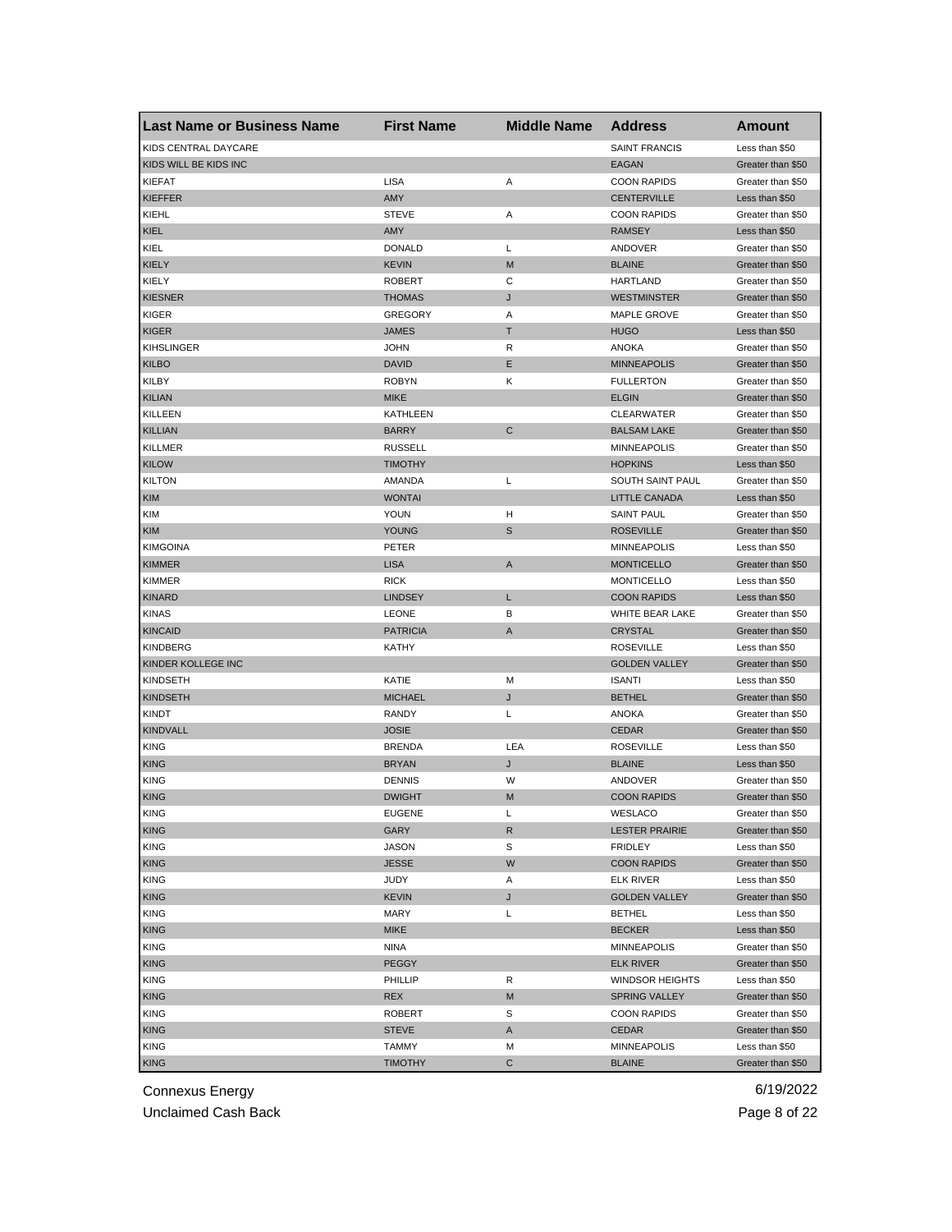| Last Name or Business Name | First Name | Middle Name | Address | Amount |
|---|---|---|---|---|
| KIDS CENTRAL DAYCARE | | | SAINT FRANCIS | Less than $50 |
| KIDS WILL BE KIDS INC | | | EAGAN | Greater than $50 |
| KIEFAT | LISA | A | COON RAPIDS | Greater than $50 |
| KIEFFER | AMY | | CENTERVILLE | Less than $50 |
| KIEHL | STEVE | A | COON RAPIDS | Greater than $50 |
| KIEL | AMY | | RAMSEY | Less than $50 |
| KIEL | DONALD | L | ANDOVER | Greater than $50 |
| KIELY | KEVIN | M | BLAINE | Greater than $50 |
| KIELY | ROBERT | C | HARTLAND | Greater than $50 |
| KIESNER | THOMAS | J | WESTMINSTER | Greater than $50 |
| KIGER | GREGORY | A | MAPLE GROVE | Greater than $50 |
| KIGER | JAMES | T | HUGO | Less than $50 |
| KIHSLINGER | JOHN | R | ANOKA | Greater than $50 |
| KILBO | DAVID | E | MINNEAPOLIS | Greater than $50 |
| KILBY | ROBYN | K | FULLERTON | Greater than $50 |
| KILIAN | MIKE | | ELGIN | Greater than $50 |
| KILLEEN | KATHLEEN | | CLEARWATER | Greater than $50 |
| KILLIAN | BARRY | C | BALSAM LAKE | Greater than $50 |
| KILLMER | RUSSELL | | MINNEAPOLIS | Greater than $50 |
| KILOW | TIMOTHY | | HOPKINS | Less than $50 |
| KILTON | AMANDA | L | SOUTH SAINT PAUL | Greater than $50 |
| KIM | WONTAI | | LITTLE CANADA | Less than $50 |
| KIM | YOUN | H | SAINT PAUL | Greater than $50 |
| KIM | YOUNG | S | ROSEVILLE | Greater than $50 |
| KIMGOINA | PETER | | MINNEAPOLIS | Less than $50 |
| KIMMER | LISA | A | MONTICELLO | Greater than $50 |
| KIMMER | RICK | | MONTICELLO | Less than $50 |
| KINARD | LINDSEY | L | COON RAPIDS | Less than $50 |
| KINAS | LEONE | B | WHITE BEAR LAKE | Greater than $50 |
| KINCAID | PATRICIA | A | CRYSTAL | Greater than $50 |
| KINDBERG | KATHY | | ROSEVILLE | Less than $50 |
| KINDER KOLLEGE INC | | | GOLDEN VALLEY | Greater than $50 |
| KINDSETH | KATIE | M | ISANTI | Less than $50 |
| KINDSETH | MICHAEL | J | BETHEL | Greater than $50 |
| KINDT | RANDY | L | ANOKA | Greater than $50 |
| KINDVALL | JOSIE | | CEDAR | Greater than $50 |
| KING | BRENDA | LEA | ROSEVILLE | Less than $50 |
| KING | BRYAN | J | BLAINE | Less than $50 |
| KING | DENNIS | W | ANDOVER | Greater than $50 |
| KING | DWIGHT | M | COON RAPIDS | Greater than $50 |
| KING | EUGENE | L | WESLACO | Greater than $50 |
| KING | GARY | R | LESTER PRAIRIE | Greater than $50 |
| KING | JASON | S | FRIDLEY | Less than $50 |
| KING | JESSE | W | COON RAPIDS | Greater than $50 |
| KING | JUDY | A | ELK RIVER | Less than $50 |
| KING | KEVIN | J | GOLDEN VALLEY | Greater than $50 |
| KING | MARY | L | BETHEL | Less than $50 |
| KING | MIKE | | BECKER | Less than $50 |
| KING | NINA | | MINNEAPOLIS | Greater than $50 |
| KING | PEGGY | | ELK RIVER | Greater than $50 |
| KING | PHILLIP | R | WINDSOR HEIGHTS | Less than $50 |
| KING | REX | M | SPRING VALLEY | Greater than $50 |
| KING | ROBERT | S | COON RAPIDS | Greater than $50 |
| KING | STEVE | A | CEDAR | Greater than $50 |
| KING | TAMMY | M | MINNEAPOLIS | Less than $50 |
| KING | TIMOTHY | C | BLAINE | Greater than $50 |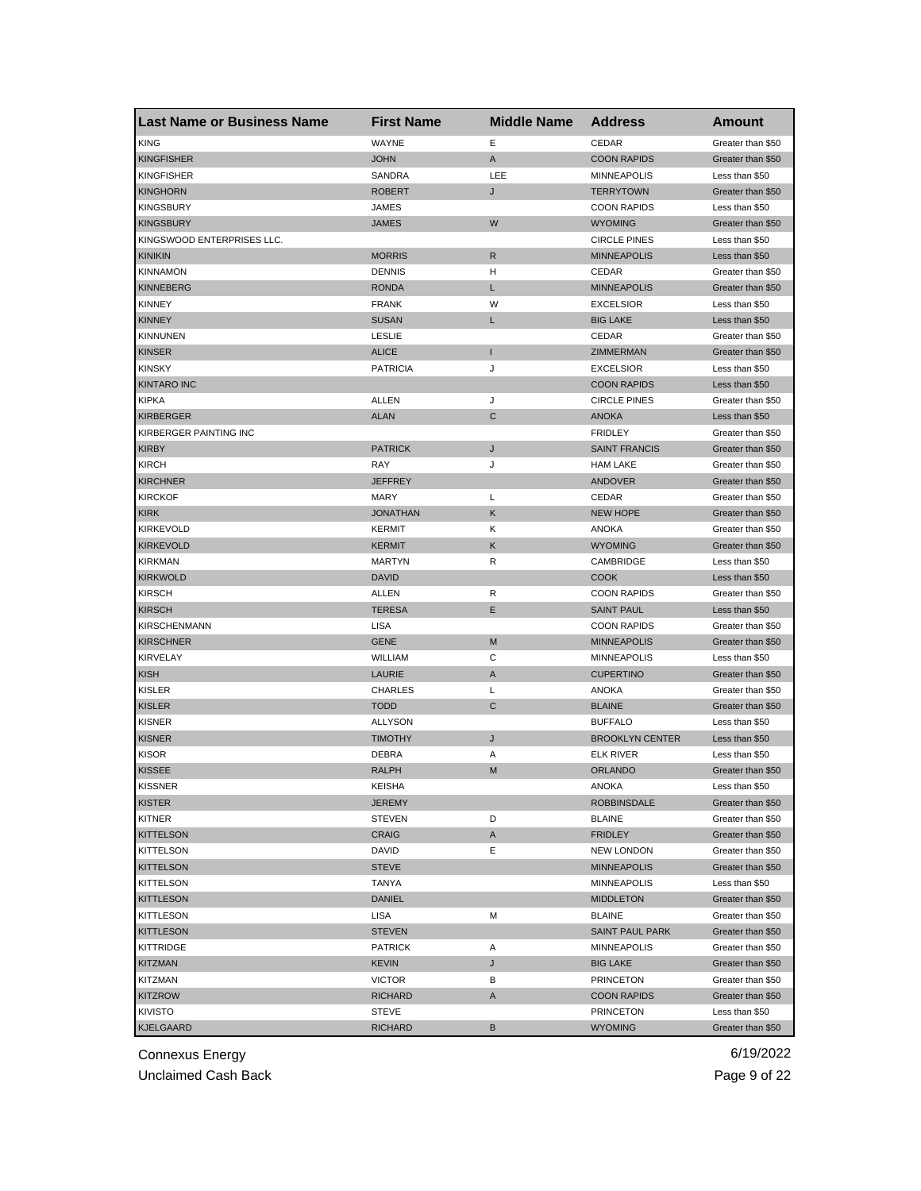| Last Name or Business Name | First Name | Middle Name | Address | Amount |
|---|---|---|---|---|
| KING | WAYNE | E | CEDAR | Greater than $50 |
| KINGFISHER | JOHN | A | COON RAPIDS | Greater than $50 |
| KINGFISHER | SANDRA | LEE | MINNEAPOLIS | Less than $50 |
| KINGHORN | ROBERT | J | TERRYTOWN | Greater than $50 |
| KINGSBURY | JAMES | | COON RAPIDS | Less than $50 |
| KINGSBURY | JAMES | W | WYOMING | Greater than $50 |
| KINGSWOOD ENTERPRISES LLC. | | | CIRCLE PINES | Less than $50 |
| KINIKIN | MORRIS | R | MINNEAPOLIS | Less than $50 |
| KINNAMON | DENNIS | H | CEDAR | Greater than $50 |
| KINNEBERG | RONDA | L | MINNEAPOLIS | Greater than $50 |
| KINNEY | FRANK | W | EXCELSIOR | Less than $50 |
| KINNEY | SUSAN | L | BIG LAKE | Less than $50 |
| KINNUNEN | LESLIE | | CEDAR | Greater than $50 |
| KINSER | ALICE | I | ZIMMERMAN | Greater than $50 |
| KINSKY | PATRICIA | J | EXCELSIOR | Less than $50 |
| KINTARO INC | | | COON RAPIDS | Less than $50 |
| KIPKA | ALLEN | J | CIRCLE PINES | Greater than $50 |
| KIRBERGER | ALAN | C | ANOKA | Less than $50 |
| KIRBERGER PAINTING INC | | | FRIDLEY | Greater than $50 |
| KIRBY | PATRICK | J | SAINT FRANCIS | Greater than $50 |
| KIRCH | RAY | J | HAM LAKE | Greater than $50 |
| KIRCHNER | JEFFREY | | ANDOVER | Greater than $50 |
| KIRCKOF | MARY | L | CEDAR | Greater than $50 |
| KIRK | JONATHAN | K | NEW HOPE | Greater than $50 |
| KIRKEVOLD | KERMIT | K | ANOKA | Greater than $50 |
| KIRKEVOLD | KERMIT | K | WYOMING | Greater than $50 |
| KIRKMAN | MARTYN | R | CAMBRIDGE | Less than $50 |
| KIRKWOLD | DAVID | | COOK | Less than $50 |
| KIRSCH | ALLEN | R | COON RAPIDS | Greater than $50 |
| KIRSCH | TERESA | E | SAINT PAUL | Less than $50 |
| KIRSCHENMANN | LISA | | COON RAPIDS | Greater than $50 |
| KIRSCHNER | GENE | M | MINNEAPOLIS | Greater than $50 |
| KIRVELAY | WILLIAM | C | MINNEAPOLIS | Less than $50 |
| KISH | LAURIE | A | CUPERTINO | Greater than $50 |
| KISLER | CHARLES | L | ANOKA | Greater than $50 |
| KISLER | TODD | C | BLAINE | Greater than $50 |
| KISNER | ALLYSON | | BUFFALO | Less than $50 |
| KISNER | TIMOTHY | J | BROOKLYN CENTER | Less than $50 |
| KISOR | DEBRA | A | ELK RIVER | Less than $50 |
| KISSEE | RALPH | M | ORLANDO | Greater than $50 |
| KISSNER | KEISHA | | ANOKA | Less than $50 |
| KISTER | JEREMY | | ROBBINSDALE | Greater than $50 |
| KITNER | STEVEN | D | BLAINE | Greater than $50 |
| KITTELSON | CRAIG | A | FRIDLEY | Greater than $50 |
| KITTELSON | DAVID | E | NEW LONDON | Greater than $50 |
| KITTELSON | STEVE | | MINNEAPOLIS | Greater than $50 |
| KITTELSON | TANYA | | MINNEAPOLIS | Less than $50 |
| KITTLESON | DANIEL | | MIDDLETON | Greater than $50 |
| KITTLESON | LISA | M | BLAINE | Greater than $50 |
| KITTLESON | STEVEN | | SAINT PAUL PARK | Greater than $50 |
| KITTRIDGE | PATRICK | A | MINNEAPOLIS | Greater than $50 |
| KITZMAN | KEVIN | J | BIG LAKE | Greater than $50 |
| KITZMAN | VICTOR | B | PRINCETON | Greater than $50 |
| KITZROW | RICHARD | A | COON RAPIDS | Greater than $50 |
| KIVISTO | STEVE | | PRINCETON | Less than $50 |
| KJELGAARD | RICHARD | B | WYOMING | Greater than $50 |

Connexus Energy
Unclaimed Cash Back

6/19/2022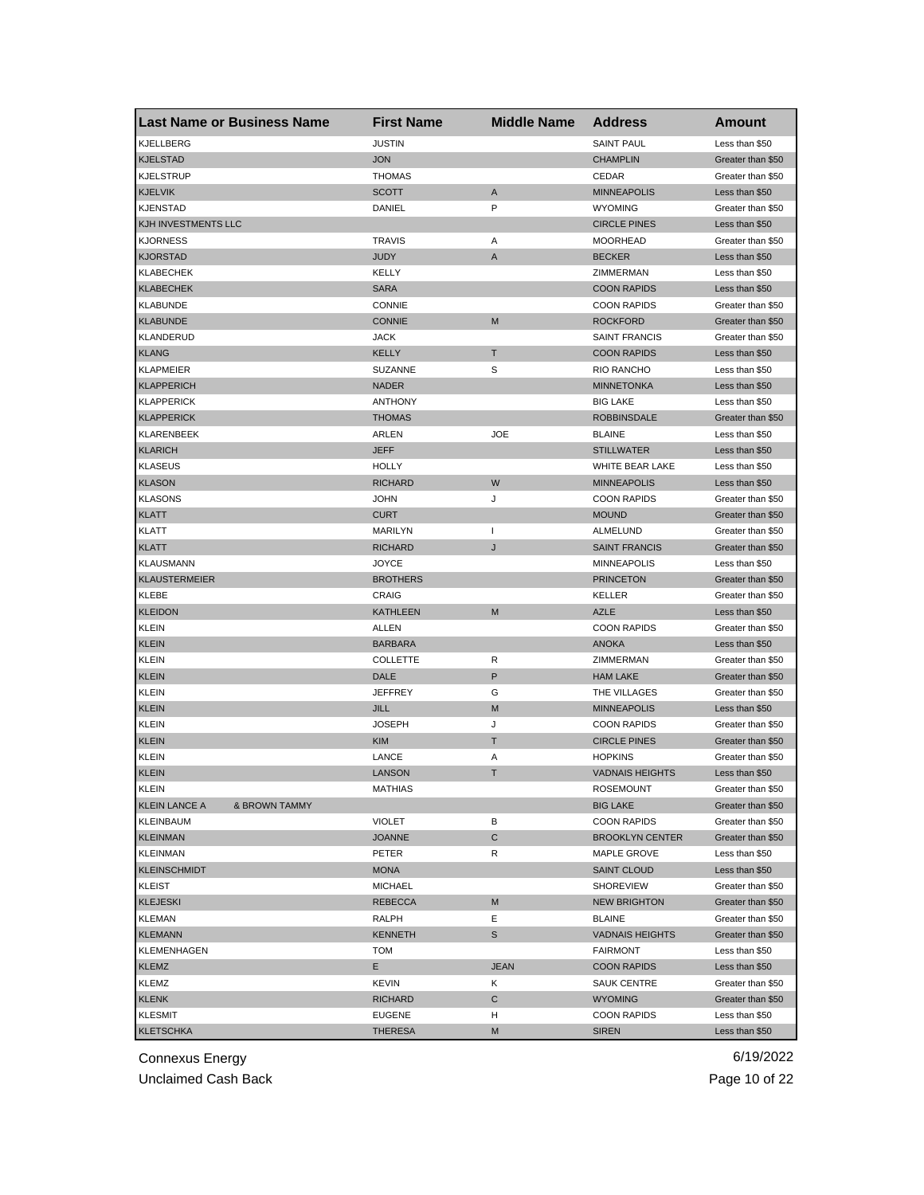| Last Name or Business Name | First Name | Middle Name | Address | Amount |
|---|---|---|---|---|
| KJELLBERG | JUSTIN | | SAINT PAUL | Less than $50 |
| KJELSTAD | JON | | CHAMPLIN | Greater than $50 |
| KJELSTRUP | THOMAS | | CEDAR | Greater than $50 |
| KJELVIK | SCOTT | A | MINNEAPOLIS | Less than $50 |
| KJENSTAD | DANIEL | P | WYOMING | Greater than $50 |
| KJH INVESTMENTS LLC | | | CIRCLE PINES | Less than $50 |
| KJORNESS | TRAVIS | A | MOORHEAD | Greater than $50 |
| KJORSTAD | JUDY | A | BECKER | Less than $50 |
| KLABECHEK | KELLY | | ZIMMERMAN | Less than $50 |
| KLABECHEK | SARA | | COON RAPIDS | Less than $50 |
| KLABUNDE | CONNIE | | COON RAPIDS | Greater than $50 |
| KLABUNDE | CONNIE | M | ROCKFORD | Greater than $50 |
| KLANDERUD | JACK | | SAINT FRANCIS | Greater than $50 |
| KLANG | KELLY | T | COON RAPIDS | Less than $50 |
| KLAPMEIER | SUZANNE | S | RIO RANCHO | Less than $50 |
| KLAPPERICH | NADER | | MINNETONKA | Less than $50 |
| KLAPPERICK | ANTHONY | | BIG LAKE | Less than $50 |
| KLAPPERICK | THOMAS | | ROBBINSDALE | Greater than $50 |
| KLARENBEEK | ARLEN | JOE | BLAINE | Less than $50 |
| KLARICH | JEFF | | STILLWATER | Less than $50 |
| KLASEUS | HOLLY | | WHITE BEAR LAKE | Less than $50 |
| KLASON | RICHARD | W | MINNEAPOLIS | Less than $50 |
| KLASONS | JOHN | J | COON RAPIDS | Greater than $50 |
| KLATT | CURT | | MOUND | Greater than $50 |
| KLATT | MARILYN | I | ALMELUND | Greater than $50 |
| KLATT | RICHARD | J | SAINT FRANCIS | Greater than $50 |
| KLAUSMANN | JOYCE | | MINNEAPOLIS | Less than $50 |
| KLAUSTERMEIER | BROTHERS | | PRINCETON | Greater than $50 |
| KLEBE | CRAIG | | KELLER | Greater than $50 |
| KLEIDON | KATHLEEN | M | AZLE | Less than $50 |
| KLEIN | ALLEN | | COON RAPIDS | Greater than $50 |
| KLEIN | BARBARA | | ANOKA | Less than $50 |
| KLEIN | COLLETTE | R | ZIMMERMAN | Greater than $50 |
| KLEIN | DALE | P | HAM LAKE | Greater than $50 |
| KLEIN | JEFFREY | G | THE VILLAGES | Greater than $50 |
| KLEIN | JILL | M | MINNEAPOLIS | Less than $50 |
| KLEIN | JOSEPH | J | COON RAPIDS | Greater than $50 |
| KLEIN | KIM | T | CIRCLE PINES | Greater than $50 |
| KLEIN | LANCE | A | HOPKINS | Greater than $50 |
| KLEIN | LANSON | T | VADNAIS HEIGHTS | Less than $50 |
| KLEIN | MATHIAS | | ROSEMOUNT | Greater than $50 |
| KLEIN LANCE A & BROWN TAMMY | | | BIG LAKE | Greater than $50 |
| KLEINBAUM | VIOLET | B | COON RAPIDS | Greater than $50 |
| KLEINMAN | JOANNE | C | BROOKLYN CENTER | Greater than $50 |
| KLEINMAN | PETER | R | MAPLE GROVE | Less than $50 |
| KLEINSCHMIDT | MONA | | SAINT CLOUD | Less than $50 |
| KLEIST | MICHAEL | | SHOREVIEW | Greater than $50 |
| KLEJESKI | REBECCA | M | NEW BRIGHTON | Greater than $50 |
| KLEMAN | RALPH | E | BLAINE | Greater than $50 |
| KLEMANN | KENNETH | S | VADNAIS HEIGHTS | Greater than $50 |
| KLEMENHAGEN | TOM | | FAIRMONT | Less than $50 |
| KLEMZ | E | JEAN | COON RAPIDS | Less than $50 |
| KLEMZ | KEVIN | K | SAUK CENTRE | Greater than $50 |
| KLENK | RICHARD | C | WYOMING | Greater than $50 |
| KLESMIT | EUGENE | H | COON RAPIDS | Less than $50 |
| KLETSCHKA | THERESA | M | SIREN | Less than $50 |

Connexus Energy
Unclaimed Cash Back
6/19/2022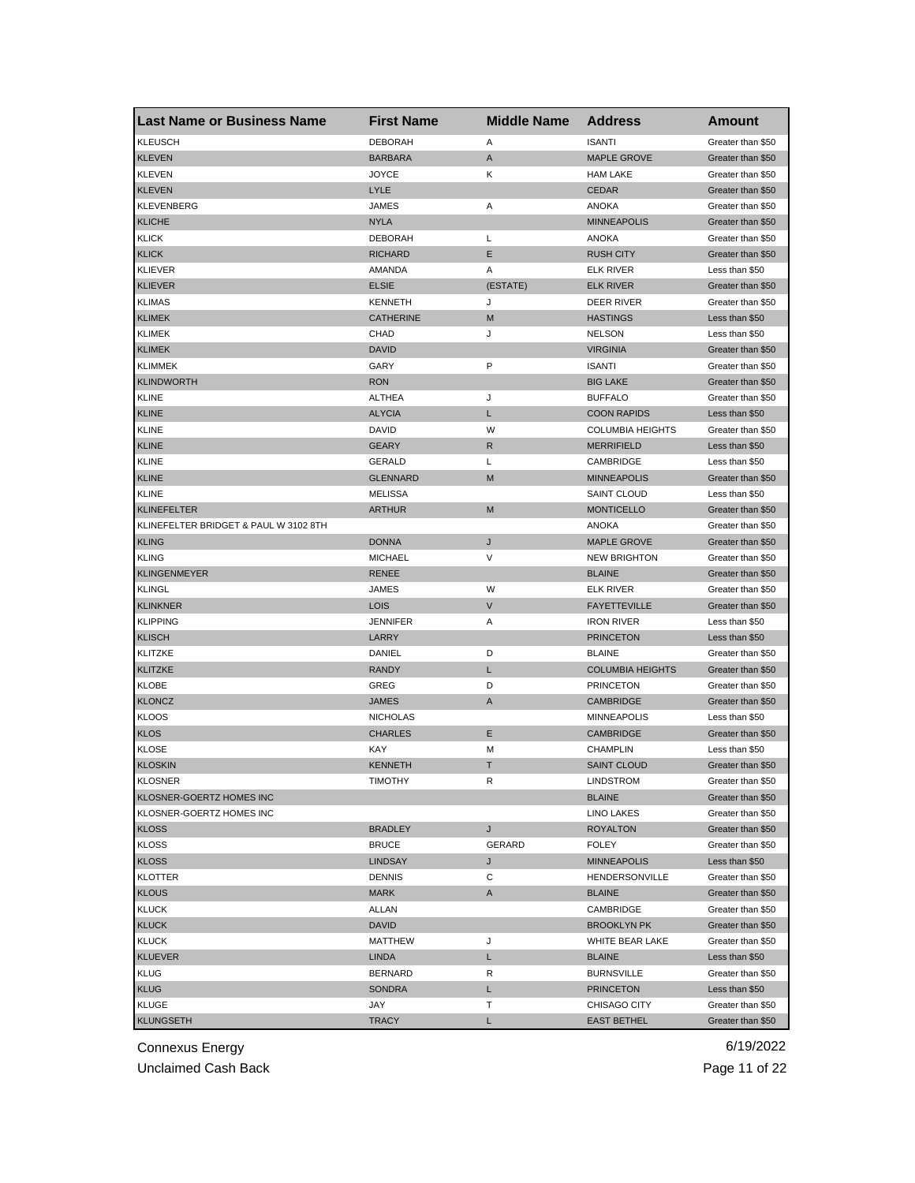| Last Name or Business Name | First Name | Middle Name | Address | Amount |
| --- | --- | --- | --- | --- |
| KLEUSCH | DEBORAH | A | ISANTI | Greater than $50 |
| KLEVEN | BARBARA | A | MAPLE GROVE | Greater than $50 |
| KLEVEN | JOYCE | K | HAM LAKE | Greater than $50 |
| KLEVEN | LYLE | | CEDAR | Greater than $50 |
| KLEVENBERG | JAMES | A | ANOKA | Greater than $50 |
| KLICHE | NYLA | | MINNEAPOLIS | Greater than $50 |
| KLICK | DEBORAH | L | ANOKA | Greater than $50 |
| KLICK | RICHARD | E | RUSH CITY | Greater than $50 |
| KLIEVER | AMANDA | A | ELK RIVER | Less than $50 |
| KLIEVER | ELSIE | (ESTATE) | ELK RIVER | Greater than $50 |
| KLIMAS | KENNETH | J | DEER RIVER | Greater than $50 |
| KLIMEK | CATHERINE | M | HASTINGS | Less than $50 |
| KLIMEK | CHAD | J | NELSON | Less than $50 |
| KLIMEK | DAVID | | VIRGINIA | Greater than $50 |
| KLIMMEK | GARY | P | ISANTI | Greater than $50 |
| KLINDWORTH | RON | | BIG LAKE | Greater than $50 |
| KLINE | ALTHEA | J | BUFFALO | Greater than $50 |
| KLINE | ALYCIA | L | COON RAPIDS | Less than $50 |
| KLINE | DAVID | W | COLUMBIA HEIGHTS | Greater than $50 |
| KLINE | GEARY | R | MERRIFIELD | Less than $50 |
| KLINE | GERALD | L | CAMBRIDGE | Less than $50 |
| KLINE | GLENNARD | M | MINNEAPOLIS | Greater than $50 |
| KLINE | MELISSA | | SAINT CLOUD | Less than $50 |
| KLINEFELTER | ARTHUR | M | MONTICELLO | Greater than $50 |
| KLINEFELTER BRIDGET & PAUL W 3102 8TH | | | ANOKA | Greater than $50 |
| KLING | DONNA | J | MAPLE GROVE | Greater than $50 |
| KLING | MICHAEL | V | NEW BRIGHTON | Greater than $50 |
| KLINGENMEYER | RENEE | | BLAINE | Greater than $50 |
| KLINGL | JAMES | W | ELK RIVER | Greater than $50 |
| KLINKNER | LOIS | V | FAYETTEVILLE | Greater than $50 |
| KLIPPING | JENNIFER | A | IRON RIVER | Less than $50 |
| KLISCH | LARRY | | PRINCETON | Less than $50 |
| KLITZKE | DANIEL | D | BLAINE | Greater than $50 |
| KLITZKE | RANDY | L | COLUMBIA HEIGHTS | Greater than $50 |
| KLOBE | GREG | D | PRINCETON | Greater than $50 |
| KLONCZ | JAMES | A | CAMBRIDGE | Greater than $50 |
| KLOOS | NICHOLAS | | MINNEAPOLIS | Less than $50 |
| KLOS | CHARLES | E | CAMBRIDGE | Greater than $50 |
| KLOSE | KAY | M | CHAMPLIN | Less than $50 |
| KLOSKIN | KENNETH | T | SAINT CLOUD | Greater than $50 |
| KLOSNER | TIMOTHY | R | LINDSTROM | Greater than $50 |
| KLOSNER-GOERTZ HOMES INC | | | BLAINE | Greater than $50 |
| KLOSNER-GOERTZ HOMES INC | | | LINO LAKES | Greater than $50 |
| KLOSS | BRADLEY | J | ROYALTON | Greater than $50 |
| KLOSS | BRUCE | GERARD | FOLEY | Greater than $50 |
| KLOSS | LINDSAY | J | MINNEAPOLIS | Less than $50 |
| KLOTTER | DENNIS | C | HENDERSONVILLE | Greater than $50 |
| KLOUS | MARK | A | BLAINE | Greater than $50 |
| KLUCK | ALLAN | | CAMBRIDGE | Greater than $50 |
| KLUCK | DAVID | | BROOKLYN PK | Greater than $50 |
| KLUCK | MATTHEW | J | WHITE BEAR LAKE | Greater than $50 |
| KLUEVER | LINDA | L | BLAINE | Less than $50 |
| KLUG | BERNARD | R | BURNSVILLE | Greater than $50 |
| KLUG | SONDRA | L | PRINCETON | Less than $50 |
| KLUGE | JAY | T | CHISAGO CITY | Greater than $50 |
| KLUNGSETH | TRACY | L | EAST BETHEL | Greater than $50 |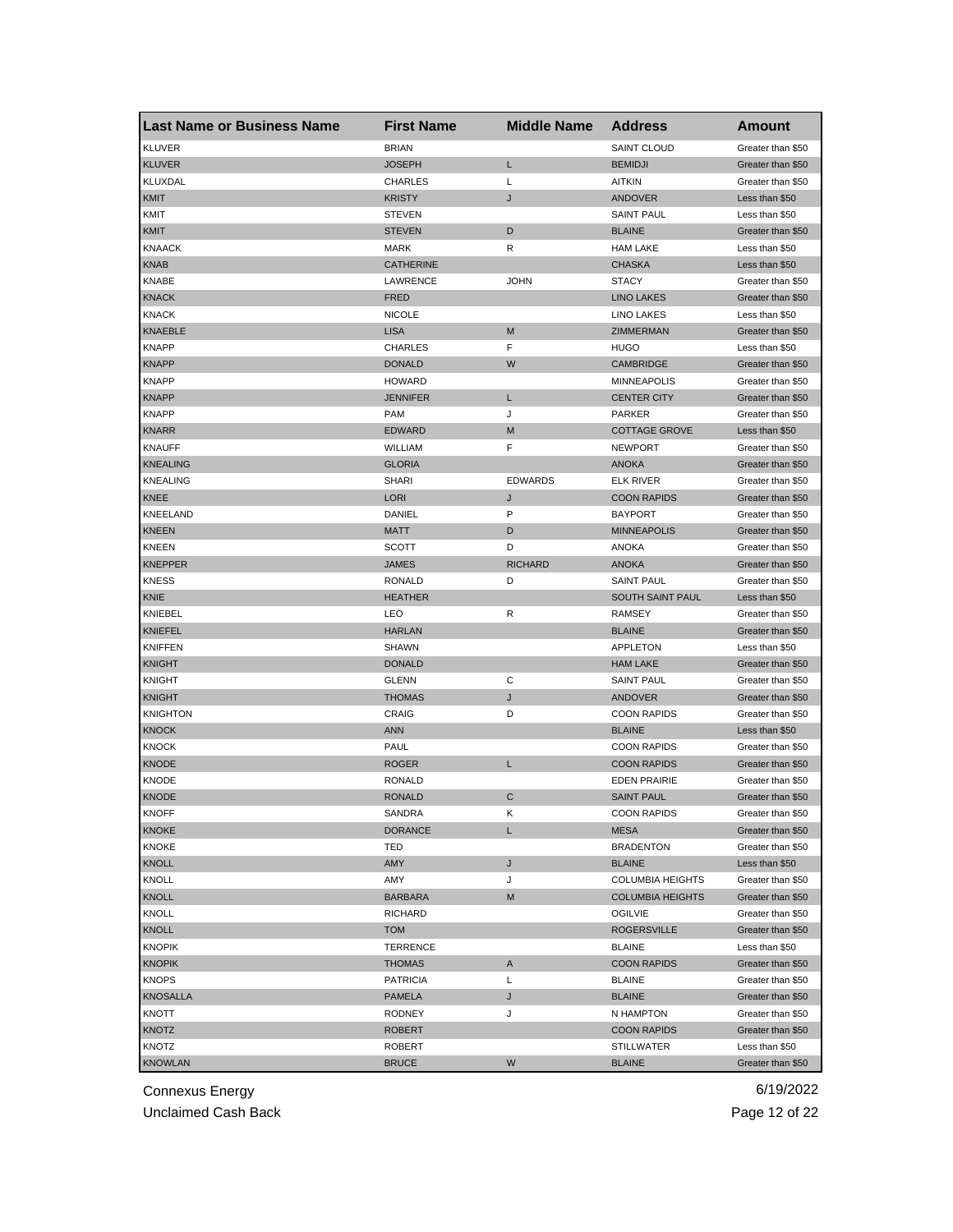| Last Name or Business Name | First Name | Middle Name | Address | Amount |
| --- | --- | --- | --- | --- |
| KLUVER | BRIAN | | SAINT CLOUD | Greater than $50 |
| KLUVER | JOSEPH | L | BEMIDJI | Greater than $50 |
| KLUXDAL | CHARLES | L | AITKIN | Greater than $50 |
| KMIT | KRISTY | J | ANDOVER | Less than $50 |
| KMIT | STEVEN | | SAINT PAUL | Less than $50 |
| KMIT | STEVEN | D | BLAINE | Greater than $50 |
| KNAACK | MARK | R | HAM LAKE | Less than $50 |
| KNAB | CATHERINE | | CHASKA | Less than $50 |
| KNABE | LAWRENCE | JOHN | STACY | Greater than $50 |
| KNACK | FRED | | LINO LAKES | Greater than $50 |
| KNACK | NICOLE | | LINO LAKES | Less than $50 |
| KNAEBLE | LISA | M | ZIMMERMAN | Greater than $50 |
| KNAPP | CHARLES | F | HUGO | Less than $50 |
| KNAPP | DONALD | W | CAMBRIDGE | Greater than $50 |
| KNAPP | HOWARD | | MINNEAPOLIS | Greater than $50 |
| KNAPP | JENNIFER | L | CENTER CITY | Greater than $50 |
| KNAPP | PAM | J | PARKER | Greater than $50 |
| KNARR | EDWARD | M | COTTAGE GROVE | Less than $50 |
| KNAUFF | WILLIAM | F | NEWPORT | Greater than $50 |
| KNEALING | GLORIA | | ANOKA | Greater than $50 |
| KNEALING | SHARI | EDWARDS | ELK RIVER | Greater than $50 |
| KNEE | LORI | J | COON RAPIDS | Greater than $50 |
| KNEELAND | DANIEL | P | BAYPORT | Greater than $50 |
| KNEEN | MATT | D | MINNEAPOLIS | Greater than $50 |
| KNEEN | SCOTT | D | ANOKA | Greater than $50 |
| KNEPPER | JAMES | RICHARD | ANOKA | Greater than $50 |
| KNESS | RONALD | D | SAINT PAUL | Greater than $50 |
| KNIE | HEATHER | | SOUTH SAINT PAUL | Less than $50 |
| KNIEBEL | LEO | R | RAMSEY | Greater than $50 |
| KNIEFEL | HARLAN | | BLAINE | Greater than $50 |
| KNIFFEN | SHAWN | | APPLETON | Less than $50 |
| KNIGHT | DONALD | | HAM LAKE | Greater than $50 |
| KNIGHT | GLENN | C | SAINT PAUL | Greater than $50 |
| KNIGHT | THOMAS | J | ANDOVER | Greater than $50 |
| KNIGHTON | CRAIG | D | COON RAPIDS | Greater than $50 |
| KNOCK | ANN | | BLAINE | Less than $50 |
| KNOCK | PAUL | | COON RAPIDS | Greater than $50 |
| KNODE | ROGER | L | COON RAPIDS | Greater than $50 |
| KNODE | RONALD | | EDEN PRAIRIE | Greater than $50 |
| KNODE | RONALD | C | SAINT PAUL | Greater than $50 |
| KNOFF | SANDRA | K | COON RAPIDS | Greater than $50 |
| KNOKE | DORANCE | L | MESA | Greater than $50 |
| KNOKE | TED | | BRADENTON | Greater than $50 |
| KNOLL | AMY | J | BLAINE | Less than $50 |
| KNOLL | AMY | J | COLUMBIA HEIGHTS | Greater than $50 |
| KNOLL | BARBARA | M | COLUMBIA HEIGHTS | Greater than $50 |
| KNOLL | RICHARD | | OGILVIE | Greater than $50 |
| KNOLL | TOM | | ROGERSVILLE | Greater than $50 |
| KNOPIK | TERRENCE | | BLAINE | Less than $50 |
| KNOPIK | THOMAS | A | COON RAPIDS | Greater than $50 |
| KNOPS | PATRICIA | L | BLAINE | Greater than $50 |
| KNOSALLA | PAMELA | J | BLAINE | Greater than $50 |
| KNOTT | RODNEY | J | N HAMPTON | Greater than $50 |
| KNOTZ | ROBERT | | COON RAPIDS | Greater than $50 |
| KNOTZ | ROBERT | | STILLWATER | Less than $50 |
| KNOWLAN | BRUCE | W | BLAINE | Greater than $50 |

Connexus Energy
Unclaimed Cash Back

6/19/2022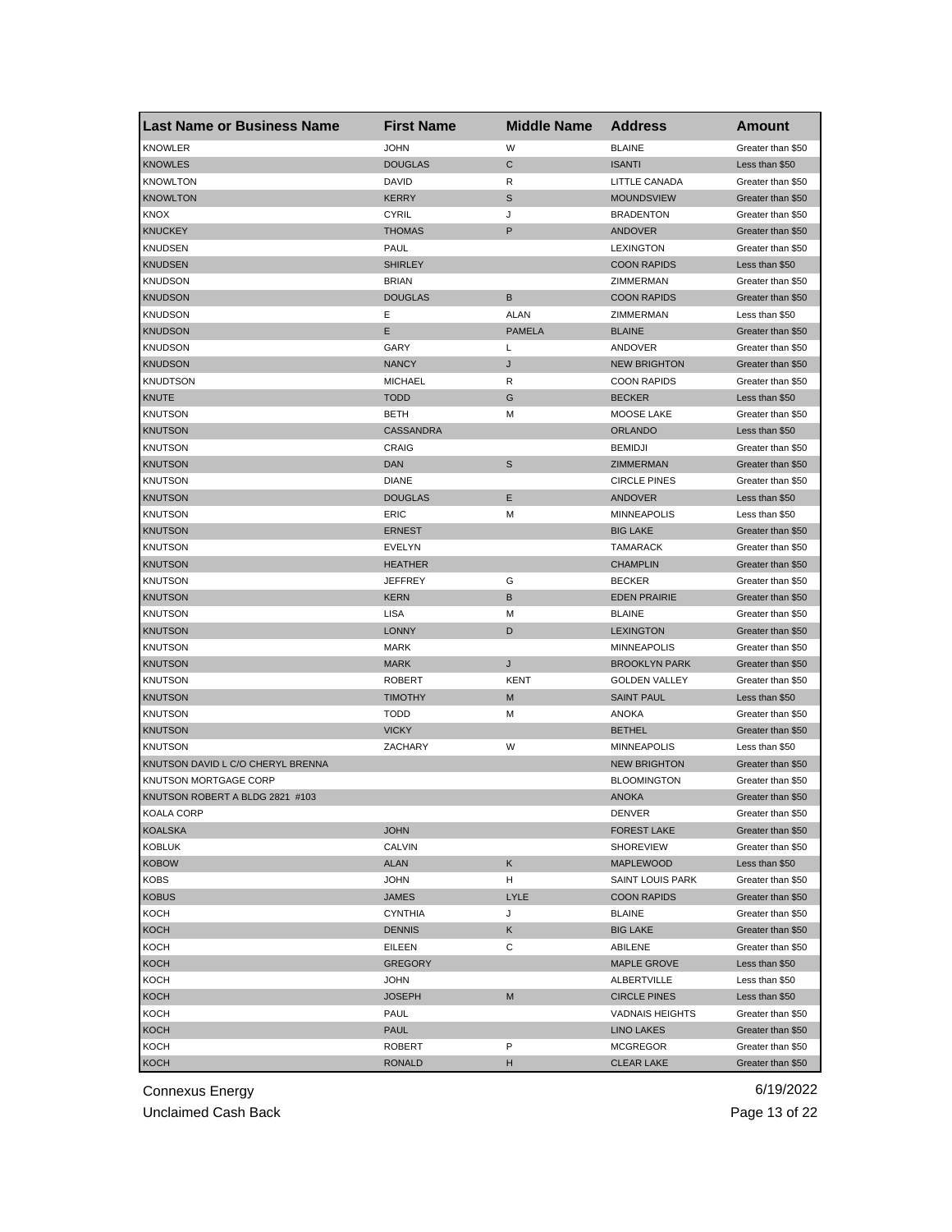| Last Name or Business Name | First Name | Middle Name | Address | Amount |
| --- | --- | --- | --- | --- |
| KNOWLER | JOHN | W | BLAINE | Greater than $50 |
| KNOWLES | DOUGLAS | C | ISANTI | Less than $50 |
| KNOWLTON | DAVID | R | LITTLE CANADA | Greater than $50 |
| KNOWLTON | KERRY | S | MOUNDSVIEW | Greater than $50 |
| KNOX | CYRIL | J | BRADENTON | Greater than $50 |
| KNUCKEY | THOMAS | P | ANDOVER | Greater than $50 |
| KNUDSEN | PAUL | | LEXINGTON | Greater than $50 |
| KNUDSEN | SHIRLEY | | COON RAPIDS | Less than $50 |
| KNUDSON | BRIAN | | ZIMMERMAN | Greater than $50 |
| KNUDSON | DOUGLAS | B | COON RAPIDS | Greater than $50 |
| KNUDSON | E | ALAN | ZIMMERMAN | Less than $50 |
| KNUDSON | E | PAMELA | BLAINE | Greater than $50 |
| KNUDSON | GARY | L | ANDOVER | Greater than $50 |
| KNUDSON | NANCY | J | NEW BRIGHTON | Greater than $50 |
| KNUDTSON | MICHAEL | R | COON RAPIDS | Greater than $50 |
| KNUTE | TODD | G | BECKER | Less than $50 |
| KNUTSON | BETH | M | MOOSE LAKE | Greater than $50 |
| KNUTSON | CASSANDRA | | ORLANDO | Less than $50 |
| KNUTSON | CRAIG | | BEMIDJI | Greater than $50 |
| KNUTSON | DAN | S | ZIMMERMAN | Greater than $50 |
| KNUTSON | DIANE | | CIRCLE PINES | Greater than $50 |
| KNUTSON | DOUGLAS | E | ANDOVER | Less than $50 |
| KNUTSON | ERIC | M | MINNEAPOLIS | Less than $50 |
| KNUTSON | ERNEST | | BIG LAKE | Greater than $50 |
| KNUTSON | EVELYN | | TAMARACK | Greater than $50 |
| KNUTSON | HEATHER | | CHAMPLIN | Greater than $50 |
| KNUTSON | JEFFREY | G | BECKER | Greater than $50 |
| KNUTSON | KERN | B | EDEN PRAIRIE | Greater than $50 |
| KNUTSON | LISA | M | BLAINE | Greater than $50 |
| KNUTSON | LONNY | D | LEXINGTON | Greater than $50 |
| KNUTSON | MARK | | MINNEAPOLIS | Greater than $50 |
| KNUTSON | MARK | J | BROOKLYN PARK | Greater than $50 |
| KNUTSON | ROBERT | KENT | GOLDEN VALLEY | Greater than $50 |
| KNUTSON | TIMOTHY | M | SAINT PAUL | Less than $50 |
| KNUTSON | TODD | M | ANOKA | Greater than $50 |
| KNUTSON | VICKY | | BETHEL | Greater than $50 |
| KNUTSON | ZACHARY | W | MINNEAPOLIS | Less than $50 |
| KNUTSON DAVID L C/O CHERYL BRENNA | | | NEW BRIGHTON | Greater than $50 |
| KNUTSON MORTGAGE CORP | | | BLOOMINGTON | Greater than $50 |
| KNUTSON ROBERT A BLDG 2821 #103 | | | ANOKA | Greater than $50 |
| KOALA CORP | | | DENVER | Greater than $50 |
| KOALSKA | JOHN | | FOREST LAKE | Greater than $50 |
| KOBLUK | CALVIN | | SHOREVIEW | Greater than $50 |
| KOBOW | ALAN | K | MAPLEWOOD | Less than $50 |
| KOBS | JOHN | H | SAINT LOUIS PARK | Greater than $50 |
| KOBUS | JAMES | LYLE | COON RAPIDS | Greater than $50 |
| KOCH | CYNTHIA | J | BLAINE | Greater than $50 |
| KOCH | DENNIS | K | BIG LAKE | Greater than $50 |
| KOCH | EILEEN | C | ABILENE | Greater than $50 |
| KOCH | GREGORY | | MAPLE GROVE | Less than $50 |
| KOCH | JOHN | | ALBERTVILLE | Less than $50 |
| KOCH | JOSEPH | M | CIRCLE PINES | Less than $50 |
| KOCH | PAUL | | VADNAIS HEIGHTS | Greater than $50 |
| KOCH | PAUL | | LINO LAKES | Greater than $50 |
| KOCH | ROBERT | P | MCGREGOR | Greater than $50 |
| KOCH | RONALD | H | CLEAR LAKE | Greater than $50 |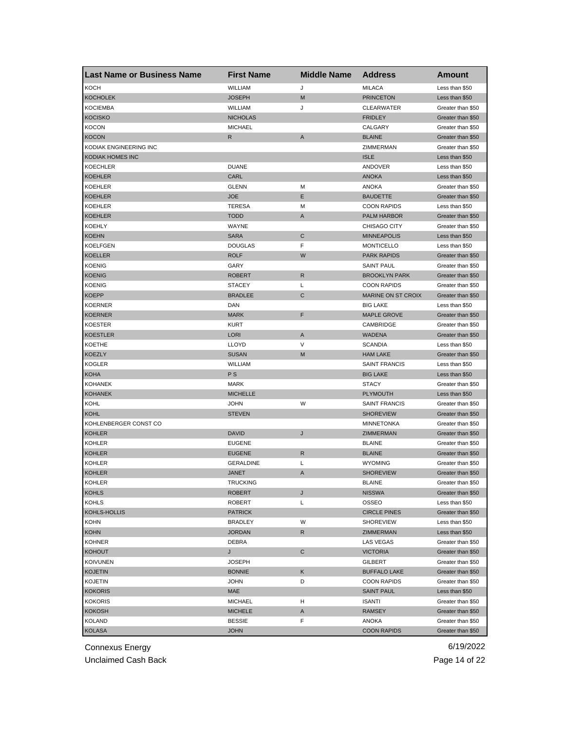| Last Name or Business Name | First Name | Middle Name | Address | Amount |
| --- | --- | --- | --- | --- |
| KOCH | WILLIAM | J | MILACA | Less than $50 |
| KOCHOLEK | JOSEPH | M | PRINCETON | Less than $50 |
| KOCIEMBA | WILLIAM | J | CLEARWATER | Greater than $50 |
| KOCISKO | NICHOLAS | | FRIDLEY | Greater than $50 |
| KOCON | MICHAEL | | CALGARY | Greater than $50 |
| KOCON | R | A | BLAINE | Greater than $50 |
| KODIAK ENGINEERING INC | | | ZIMMERMAN | Greater than $50 |
| KODIAK HOMES INC | | | ISLE | Less than $50 |
| KOECHLER | DUANE | | ANDOVER | Less than $50 |
| KOEHLER | CARL | | ANOKA | Less than $50 |
| KOEHLER | GLENN | M | ANOKA | Greater than $50 |
| KOEHLER | JOE | E | BAUDETTE | Greater than $50 |
| KOEHLER | TERESA | M | COON RAPIDS | Less than $50 |
| KOEHLER | TODD | A | PALM HARBOR | Greater than $50 |
| KOEHLY | WAYNE | | CHISAGO CITY | Greater than $50 |
| KOEHN | SARA | C | MINNEAPOLIS | Less than $50 |
| KOELFGEN | DOUGLAS | F | MONTICELLO | Less than $50 |
| KOELLER | ROLF | W | PARK RAPIDS | Greater than $50 |
| KOENIG | GARY | | SAINT PAUL | Greater than $50 |
| KOENIG | ROBERT | R | BROOKLYN PARK | Greater than $50 |
| KOENIG | STACEY | L | COON RAPIDS | Greater than $50 |
| KOEPP | BRADLEE | C | MARINE ON ST CROIX | Greater than $50 |
| KOERNER | DAN | | BIG LAKE | Less than $50 |
| KOERNER | MARK | F | MAPLE GROVE | Greater than $50 |
| KOESTER | KURT | | CAMBRIDGE | Greater than $50 |
| KOESTLER | LORI | A | WADENA | Greater than $50 |
| KOETHE | LLOYD | V | SCANDIA | Less than $50 |
| KOEZLY | SUSAN | M | HAM LAKE | Greater than $50 |
| KOGLER | WILLIAM | | SAINT FRANCIS | Less than $50 |
| KOHA | P S | | BIG LAKE | Less than $50 |
| KOHANEK | MARK | | STACY | Greater than $50 |
| KOHANEK | MICHELLE | | PLYMOUTH | Less than $50 |
| KOHL | JOHN | W | SAINT FRANCIS | Greater than $50 |
| KOHL | STEVEN | | SHOREVIEW | Greater than $50 |
| KOHLENBERGER CONST CO | | | MINNETONKA | Greater than $50 |
| KOHLER | DAVID | J | ZIMMERMAN | Greater than $50 |
| KOHLER | EUGENE | | BLAINE | Greater than $50 |
| KOHLER | EUGENE | R | BLAINE | Greater than $50 |
| KOHLER | GERALDINE | L | WYOMING | Greater than $50 |
| KOHLER | JANET | A | SHOREVIEW | Greater than $50 |
| KOHLER | TRUCKING | | BLAINE | Greater than $50 |
| KOHLS | ROBERT | J | NISSWA | Greater than $50 |
| KOHLS | ROBERT | L | OSSEO | Less than $50 |
| KOHLS-HOLLIS | PATRICK | | CIRCLE PINES | Greater than $50 |
| KOHN | BRADLEY | W | SHOREVIEW | Less than $50 |
| KOHN | JORDAN | R | ZIMMERMAN | Less than $50 |
| KOHNER | DEBRA | | LAS VEGAS | Greater than $50 |
| KOHOUT | J | C | VICTORIA | Greater than $50 |
| KOIVUNEN | JOSEPH | | GILBERT | Greater than $50 |
| KOJETIN | BONNIE | K | BUFFALO LAKE | Greater than $50 |
| KOJETIN | JOHN | D | COON RAPIDS | Greater than $50 |
| KOKORIS | MAE | | SAINT PAUL | Less than $50 |
| KOKORIS | MICHAEL | H | ISANTI | Greater than $50 |
| KOKOSH | MICHELE | A | RAMSEY | Greater than $50 |
| KOLAND | BESSIE | F | ANOKA | Greater than $50 |
| KOLASA | JOHN | | COON RAPIDS | Greater than $50 |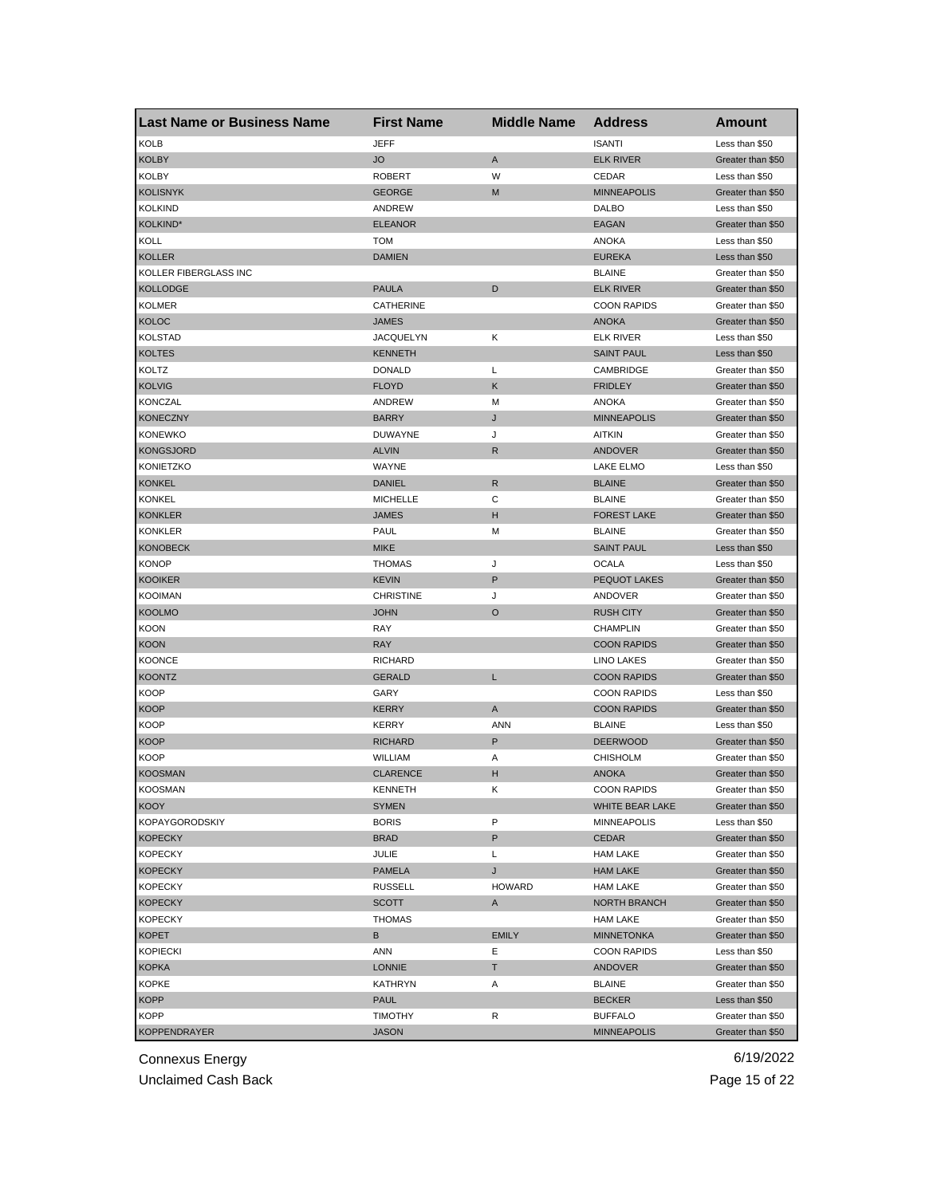| Last Name or Business Name | First Name | Middle Name | Address | Amount |
|---|---|---|---|---|
| KOLB | JEFF | | ISANTI | Less than $50 |
| KOLBY | JO | A | ELK RIVER | Greater than $50 |
| KOLBY | ROBERT | W | CEDAR | Less than $50 |
| KOLISNYK | GEORGE | M | MINNEAPOLIS | Greater than $50 |
| KOLKIND | ANDREW | | DALBO | Less than $50 |
| KOLKIND* | ELEANOR | | EAGAN | Greater than $50 |
| KOLL | TOM | | ANOKA | Less than $50 |
| KOLLER | DAMIEN | | EUREKA | Less than $50 |
| KOLLER FIBERGLASS INC | | | BLAINE | Greater than $50 |
| KOLLODGE | PAULA | D | ELK RIVER | Greater than $50 |
| KOLMER | CATHERINE | | COON RAPIDS | Greater than $50 |
| KOLOC | JAMES | | ANOKA | Greater than $50 |
| KOLSTAD | JACQUELYN | K | ELK RIVER | Less than $50 |
| KOLTES | KENNETH | | SAINT PAUL | Less than $50 |
| KOLTZ | DONALD | L | CAMBRIDGE | Greater than $50 |
| KOLVIG | FLOYD | K | FRIDLEY | Greater than $50 |
| KONCZAL | ANDREW | M | ANOKA | Greater than $50 |
| KONECZNY | BARRY | J | MINNEAPOLIS | Greater than $50 |
| KONEWKO | DUWAYNE | J | AITKIN | Greater than $50 |
| KONGSJORD | ALVIN | R | ANDOVER | Greater than $50 |
| KONIETZKO | WAYNE | | LAKE ELMO | Less than $50 |
| KONKEL | DANIEL | R | BLAINE | Greater than $50 |
| KONKEL | MICHELLE | C | BLAINE | Greater than $50 |
| KONKLER | JAMES | H | FOREST LAKE | Greater than $50 |
| KONKLER | PAUL | M | BLAINE | Greater than $50 |
| KONOBECK | MIKE | | SAINT PAUL | Less than $50 |
| KONOP | THOMAS | J | OCALA | Less than $50 |
| KOOIKER | KEVIN | P | PEQUOT LAKES | Greater than $50 |
| KOOIMAN | CHRISTINE | J | ANDOVER | Greater than $50 |
| KOOLMO | JOHN | O | RUSH CITY | Greater than $50 |
| KOON | RAY | | CHAMPLIN | Greater than $50 |
| KOON | RAY | | COON RAPIDS | Greater than $50 |
| KOONCE | RICHARD | | LINO LAKES | Greater than $50 |
| KOONTZ | GERALD | L | COON RAPIDS | Greater than $50 |
| KOOP | GARY | | COON RAPIDS | Less than $50 |
| KOOP | KERRY | A | COON RAPIDS | Greater than $50 |
| KOOP | KERRY | ANN | BLAINE | Less than $50 |
| KOOP | RICHARD | P | DEERWOOD | Greater than $50 |
| KOOP | WILLIAM | A | CHISHOLM | Greater than $50 |
| KOOSMAN | CLARENCE | H | ANOKA | Greater than $50 |
| KOOSMAN | KENNETH | K | COON RAPIDS | Greater than $50 |
| KOOY | SYMEN | | WHITE BEAR LAKE | Greater than $50 |
| KOPAYGORODSKIY | BORIS | P | MINNEAPOLIS | Less than $50 |
| KOPECKY | BRAD | P | CEDAR | Greater than $50 |
| KOPECKY | JULIE | L | HAM LAKE | Greater than $50 |
| KOPECKY | PAMELA | J | HAM LAKE | Greater than $50 |
| KOPECKY | RUSSELL | HOWARD | HAM LAKE | Greater than $50 |
| KOPECKY | SCOTT | A | NORTH BRANCH | Greater than $50 |
| KOPECKY | THOMAS | | HAM LAKE | Greater than $50 |
| KOPET | B | EMILY | MINNETONKA | Greater than $50 |
| KOPIECKI | ANN | E | COON RAPIDS | Less than $50 |
| KOPKA | LONNIE | T | ANDOVER | Greater than $50 |
| KOPKE | KATHRYN | A | BLAINE | Greater than $50 |
| KOPP | PAUL | | BECKER | Less than $50 |
| KOPP | TIMOTHY | R | BUFFALO | Greater than $50 |
| KOPPENDRAYER | JASON | | MINNEAPOLIS | Greater than $50 |

Connexus Energy  6/19/2022

Unclaimed Cash Back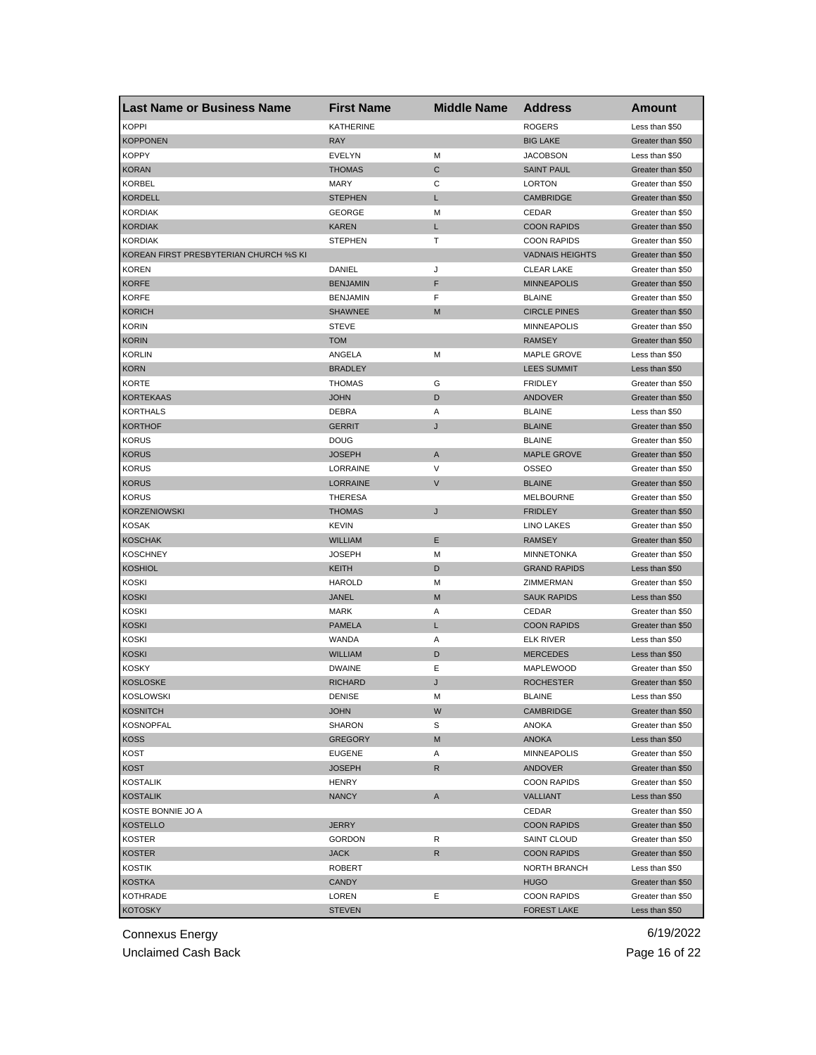| Last Name or Business Name | First Name | Middle Name | Address | Amount |
|---|---|---|---|---|
| KOPPI | KATHERINE | | ROGERS | Less than $50 |
| KOPPONEN | RAY | | BIG LAKE | Greater than $50 |
| KOPPY | EVELYN | M | JACOBSON | Less than $50 |
| KORAN | THOMAS | C | SAINT PAUL | Greater than $50 |
| KORBEL | MARY | C | LORTON | Greater than $50 |
| KORDELL | STEPHEN | L | CAMBRIDGE | Greater than $50 |
| KORDIAK | GEORGE | M | CEDAR | Greater than $50 |
| KORDIAK | KAREN | L | COON RAPIDS | Greater than $50 |
| KORDIAK | STEPHEN | T | COON RAPIDS | Greater than $50 |
| KOREAN FIRST PRESBYTERIAN CHURCH %S KI | | | VADNAIS HEIGHTS | Greater than $50 |
| KOREN | DANIEL | J | CLEAR LAKE | Greater than $50 |
| KORFE | BENJAMIN | F | MINNEAPOLIS | Greater than $50 |
| KORFE | BENJAMIN | F | BLAINE | Greater than $50 |
| KORICH | SHAWNEE | M | CIRCLE PINES | Greater than $50 |
| KORIN | STEVE | | MINNEAPOLIS | Greater than $50 |
| KORIN | TOM | | RAMSEY | Greater than $50 |
| KORLIN | ANGELA | M | MAPLE GROVE | Less than $50 |
| KORN | BRADLEY | | LEES SUMMIT | Less than $50 |
| KORTE | THOMAS | G | FRIDLEY | Greater than $50 |
| KORTEKAAS | JOHN | D | ANDOVER | Greater than $50 |
| KORTHALS | DEBRA | A | BLAINE | Less than $50 |
| KORTHOF | GERRIT | J | BLAINE | Greater than $50 |
| KORUS | DOUG | | BLAINE | Greater than $50 |
| KORUS | JOSEPH | A | MAPLE GROVE | Greater than $50 |
| KORUS | LORRAINE | V | OSSEO | Greater than $50 |
| KORUS | LORRAINE | V | BLAINE | Greater than $50 |
| KORUS | THERESA | | MELBOURNE | Greater than $50 |
| KORZENIOWSKI | THOMAS | J | FRIDLEY | Greater than $50 |
| KOSAK | KEVIN | | LINO LAKES | Greater than $50 |
| KOSCHAK | WILLIAM | E | RAMSEY | Greater than $50 |
| KOSCHNEY | JOSEPH | M | MINNETONKA | Greater than $50 |
| KOSHIOL | KEITH | D | GRAND RAPIDS | Less than $50 |
| KOSKI | HAROLD | M | ZIMMERMAN | Greater than $50 |
| KOSKI | JANEL | M | SAUK RAPIDS | Less than $50 |
| KOSKI | MARK | A | CEDAR | Greater than $50 |
| KOSKI | PAMELA | L | COON RAPIDS | Greater than $50 |
| KOSKI | WANDA | A | ELK RIVER | Less than $50 |
| KOSKI | WILLIAM | D | MERCEDES | Less than $50 |
| KOSKY | DWAINE | E | MAPLEWOOD | Greater than $50 |
| KOSLOSKE | RICHARD | J | ROCHESTER | Greater than $50 |
| KOSLOWSKI | DENISE | M | BLAINE | Less than $50 |
| KOSNITCH | JOHN | W | CAMBRIDGE | Greater than $50 |
| KOSNOPFAL | SHARON | S | ANOKA | Greater than $50 |
| KOSS | GREGORY | M | ANOKA | Less than $50 |
| KOST | EUGENE | A | MINNEAPOLIS | Greater than $50 |
| KOST | JOSEPH | R | ANDOVER | Greater than $50 |
| KOSTALIK | HENRY | | COON RAPIDS | Greater than $50 |
| KOSTALIK | NANCY | A | VALLIANT | Less than $50 |
| KOSTE BONNIE JO A | | | CEDAR | Greater than $50 |
| KOSTELLO | JERRY | | COON RAPIDS | Greater than $50 |
| KOSTER | GORDON | R | SAINT CLOUD | Greater than $50 |
| KOSTER | JACK | R | COON RAPIDS | Greater than $50 |
| KOSTIK | ROBERT | | NORTH BRANCH | Less than $50 |
| KOSTKA | CANDY | | HUGO | Greater than $50 |
| KOTHRADE | LOREN | E | COON RAPIDS | Greater than $50 |
| KOTOSKY | STEVEN | | FOREST LAKE | Less than $50 |

Connexus Energy 6/19/2022

Unclaimed Cash Back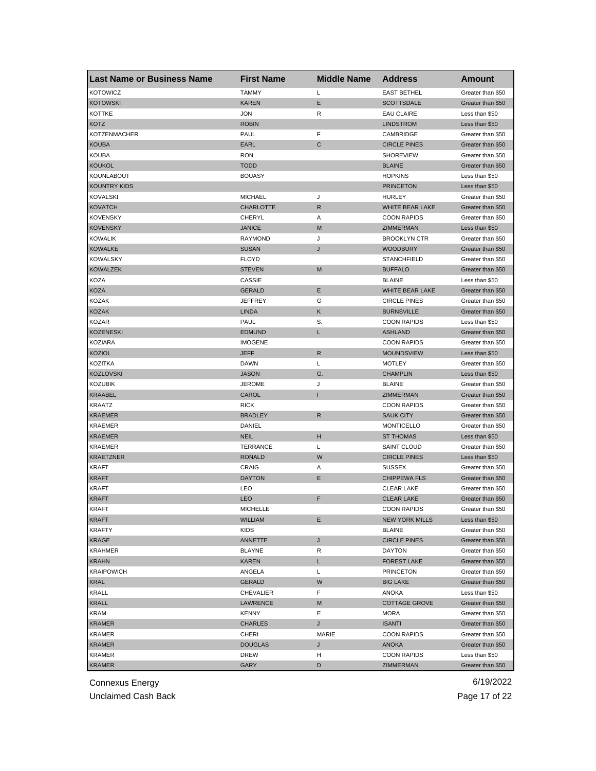| Last Name or Business Name | First Name | Middle Name | Address | Amount |
|---|---|---|---|---|
| KOTOWICZ | TAMMY | L | EAST BETHEL | Greater than $50 |
| KOTOWSKI | KAREN | E | SCOTTSDALE | Greater than $50 |
| KOTTKE | JON | R | EAU CLAIRE | Less than $50 |
| KOTZ | ROBIN | | LINDSTROM | Less than $50 |
| KOTZENMACHER | PAUL | F | CAMBRIDGE | Greater than $50 |
| KOUBA | EARL | C | CIRCLE PINES | Greater than $50 |
| KOUBA | RON | | SHOREVIEW | Greater than $50 |
| KOUKOL | TODD | | BLAINE | Greater than $50 |
| KOUNLABOUT | BOUASY | | HOPKINS | Less than $50 |
| KOUNTRY KIDS | | | PRINCETON | Less than $50 |
| KOVALSKI | MICHAEL | J | HURLEY | Greater than $50 |
| KOVATCH | CHARLOTTE | R | WHITE BEAR LAKE | Greater than $50 |
| KOVENSKY | CHERYL | A | COON RAPIDS | Greater than $50 |
| KOVENSKY | JANICE | M | ZIMMERMAN | Less than $50 |
| KOWALIK | RAYMOND | J | BROOKLYN CTR | Greater than $50 |
| KOWALKE | SUSAN | J | WOODBURY | Greater than $50 |
| KOWALSKY | FLOYD | | STANCHFIELD | Greater than $50 |
| KOWALZEK | STEVEN | M | BUFFALO | Greater than $50 |
| KOZA | CASSIE | | BLAINE | Less than $50 |
| KOZA | GERALD | E | WHITE BEAR LAKE | Greater than $50 |
| KOZAK | JEFFREY | G | CIRCLE PINES | Greater than $50 |
| KOZAK | LINDA | K | BURNSVILLE | Greater than $50 |
| KOZAR | PAUL | S. | COON RAPIDS | Less than $50 |
| KOZENESKI | EDMUND | L | ASHLAND | Greater than $50 |
| KOZIARA | IMOGENE | | COON RAPIDS | Greater than $50 |
| KOZIOL | JEFF | R | MOUNDSVIEW | Less than $50 |
| KOZITKA | DAWN | L | MOTLEY | Greater than $50 |
| KOZLOVSKI | JASON | G. | CHAMPLIN | Less than $50 |
| KOZUBIK | JEROME | J | BLAINE | Greater than $50 |
| KRAABEL | CAROL | I | ZIMMERMAN | Greater than $50 |
| KRAATZ | RICK | | COON RAPIDS | Greater than $50 |
| KRAEMER | BRADLEY | R | SAUK CITY | Greater than $50 |
| KRAEMER | DANIEL | | MONTICELLO | Greater than $50 |
| KRAEMER | NEIL | H | ST THOMAS | Less than $50 |
| KRAEMER | TERRANCE | L | SAINT CLOUD | Greater than $50 |
| KRAETZNER | RONALD | W | CIRCLE PINES | Less than $50 |
| KRAFT | CRAIG | A | SUSSEX | Greater than $50 |
| KRAFT | DAYTON | E | CHIPPEWA FLS | Greater than $50 |
| KRAFT | LEO | | CLEAR LAKE | Greater than $50 |
| KRAFT | LEO | F | CLEAR LAKE | Greater than $50 |
| KRAFT | MICHELLE | | COON RAPIDS | Greater than $50 |
| KRAFT | WILLIAM | E | NEW YORK MILLS | Less than $50 |
| KRAFTY | KIDS | | BLAINE | Greater than $50 |
| KRAGE | ANNETTE | J | CIRCLE PINES | Greater than $50 |
| KRAHMER | BLAYNE | R | DAYTON | Greater than $50 |
| KRAHN | KAREN | L | FOREST LAKE | Greater than $50 |
| KRAIPOWICH | ANGELA | L | PRINCETON | Greater than $50 |
| KRAL | GERALD | W | BIG LAKE | Greater than $50 |
| KRALL | CHEVALIER | F | ANOKA | Less than $50 |
| KRALL | LAWRENCE | M | COTTAGE GROVE | Greater than $50 |
| KRAM | KENNY | E | MORA | Greater than $50 |
| KRAMER | CHARLES | J | ISANTI | Greater than $50 |
| KRAMER | CHERI | MARIE | COON RAPIDS | Greater than $50 |
| KRAMER | DOUGLAS | J | ANOKA | Greater than $50 |
| KRAMER | DREW | H | COON RAPIDS | Less than $50 |
| KRAMER | GARY | D | ZIMMERMAN | Greater than $50 |

Connexus Energy 6/19/2022

Unclaimed Cash Back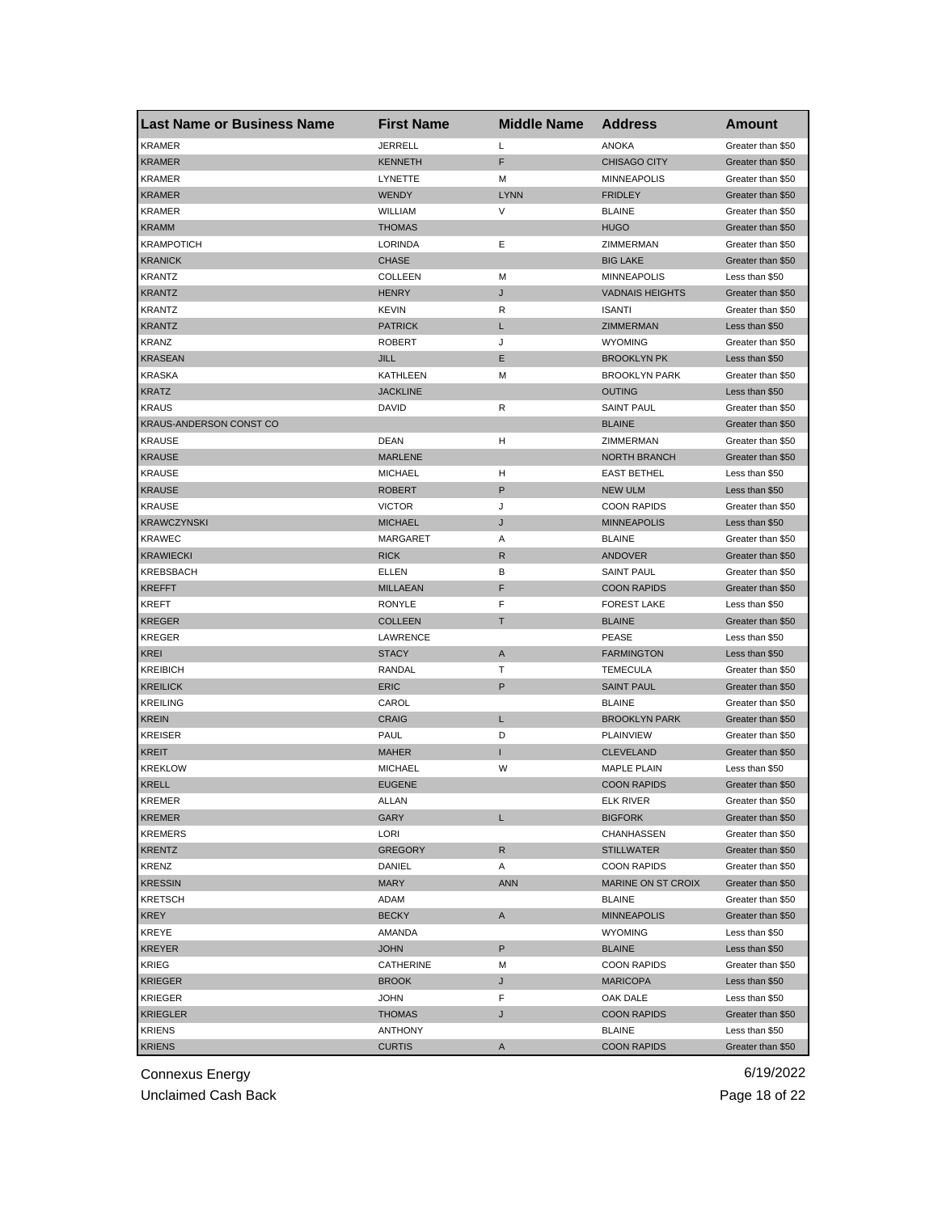| Last Name or Business Name | First Name | Middle Name | Address | Amount |
|---|---|---|---|---|
| KRAMER | JERRELL | L | ANOKA | Greater than $50 |
| KRAMER | KENNETH | F | CHISAGO CITY | Greater than $50 |
| KRAMER | LYNETTE | M | MINNEAPOLIS | Greater than $50 |
| KRAMER | WENDY | LYNN | FRIDLEY | Greater than $50 |
| KRAMER | WILLIAM | V | BLAINE | Greater than $50 |
| KRAMM | THOMAS | | HUGO | Greater than $50 |
| KRAMPOTICH | LORINDA | E | ZIMMERMAN | Greater than $50 |
| KRANICK | CHASE | | BIG LAKE | Greater than $50 |
| KRANTZ | COLLEEN | M | MINNEAPOLIS | Less than $50 |
| KRANTZ | HENRY | J | VADNAIS HEIGHTS | Greater than $50 |
| KRANTZ | KEVIN | R | ISANTI | Greater than $50 |
| KRANTZ | PATRICK | L | ZIMMERMAN | Less than $50 |
| KRANZ | ROBERT | J | WYOMING | Greater than $50 |
| KRASEAN | JILL | E | BROOKLYN PK | Less than $50 |
| KRASKA | KATHLEEN | M | BROOKLYN PARK | Greater than $50 |
| KRATZ | JACKLINE | | OUTING | Less than $50 |
| KRAUS | DAVID | R | SAINT PAUL | Greater than $50 |
| KRAUS-ANDERSON CONST CO | | | BLAINE | Greater than $50 |
| KRAUSE | DEAN | H | ZIMMERMAN | Greater than $50 |
| KRAUSE | MARLENE | | NORTH BRANCH | Greater than $50 |
| KRAUSE | MICHAEL | H | EAST BETHEL | Less than $50 |
| KRAUSE | ROBERT | P | NEW ULM | Less than $50 |
| KRAUSE | VICTOR | J | COON RAPIDS | Greater than $50 |
| KRAWCZYNSKI | MICHAEL | J | MINNEAPOLIS | Less than $50 |
| KRAWEC | MARGARET | A | BLAINE | Greater than $50 |
| KRAWIECKI | RICK | R | ANDOVER | Greater than $50 |
| KREBSBACH | ELLEN | B | SAINT PAUL | Greater than $50 |
| KREFFT | MILLAEAN | F | COON RAPIDS | Greater than $50 |
| KREFT | RONYLE | F | FOREST LAKE | Less than $50 |
| KREGER | COLLEEN | T | BLAINE | Greater than $50 |
| KREGER | LAWRENCE | | PEASE | Less than $50 |
| KREI | STACY | A | FARMINGTON | Less than $50 |
| KREIBICH | RANDAL | T | TEMECULA | Greater than $50 |
| KREILICK | ERIC | P | SAINT PAUL | Greater than $50 |
| KREILING | CAROL | | BLAINE | Greater than $50 |
| KREIN | CRAIG | L | BROOKLYN PARK | Greater than $50 |
| KREISER | PAUL | D | PLAINVIEW | Greater than $50 |
| KREIT | MAHER | I | CLEVELAND | Greater than $50 |
| KREKLOW | MICHAEL | W | MAPLE PLAIN | Less than $50 |
| KRELL | EUGENE | | COON RAPIDS | Greater than $50 |
| KREMER | ALLAN | | ELK RIVER | Greater than $50 |
| KREMER | GARY | L | BIGFORK | Greater than $50 |
| KREMERS | LORI | | CHANHASSEN | Greater than $50 |
| KRENTZ | GREGORY | R | STILLWATER | Greater than $50 |
| KRENZ | DANIEL | A | COON RAPIDS | Greater than $50 |
| KRESSIN | MARY | ANN | MARINE ON ST CROIX | Greater than $50 |
| KRETSCH | ADAM | | BLAINE | Greater than $50 |
| KREY | BECKY | A | MINNEAPOLIS | Greater than $50 |
| KREYE | AMANDA | | WYOMING | Less than $50 |
| KREYER | JOHN | P | BLAINE | Less than $50 |
| KRIEG | CATHERINE | M | COON RAPIDS | Greater than $50 |
| KRIEGER | BROOK | J | MARICOPA | Less than $50 |
| KRIEGER | JOHN | F | OAK DALE | Less than $50 |
| KRIEGLER | THOMAS | J | COON RAPIDS | Greater than $50 |
| KRIENS | ANTHONY | | BLAINE | Less than $50 |
| KRIENS | CURTIS | A | COON RAPIDS | Greater than $50 |

Connexus Energy
Unclaimed Cash Back
6/19/2022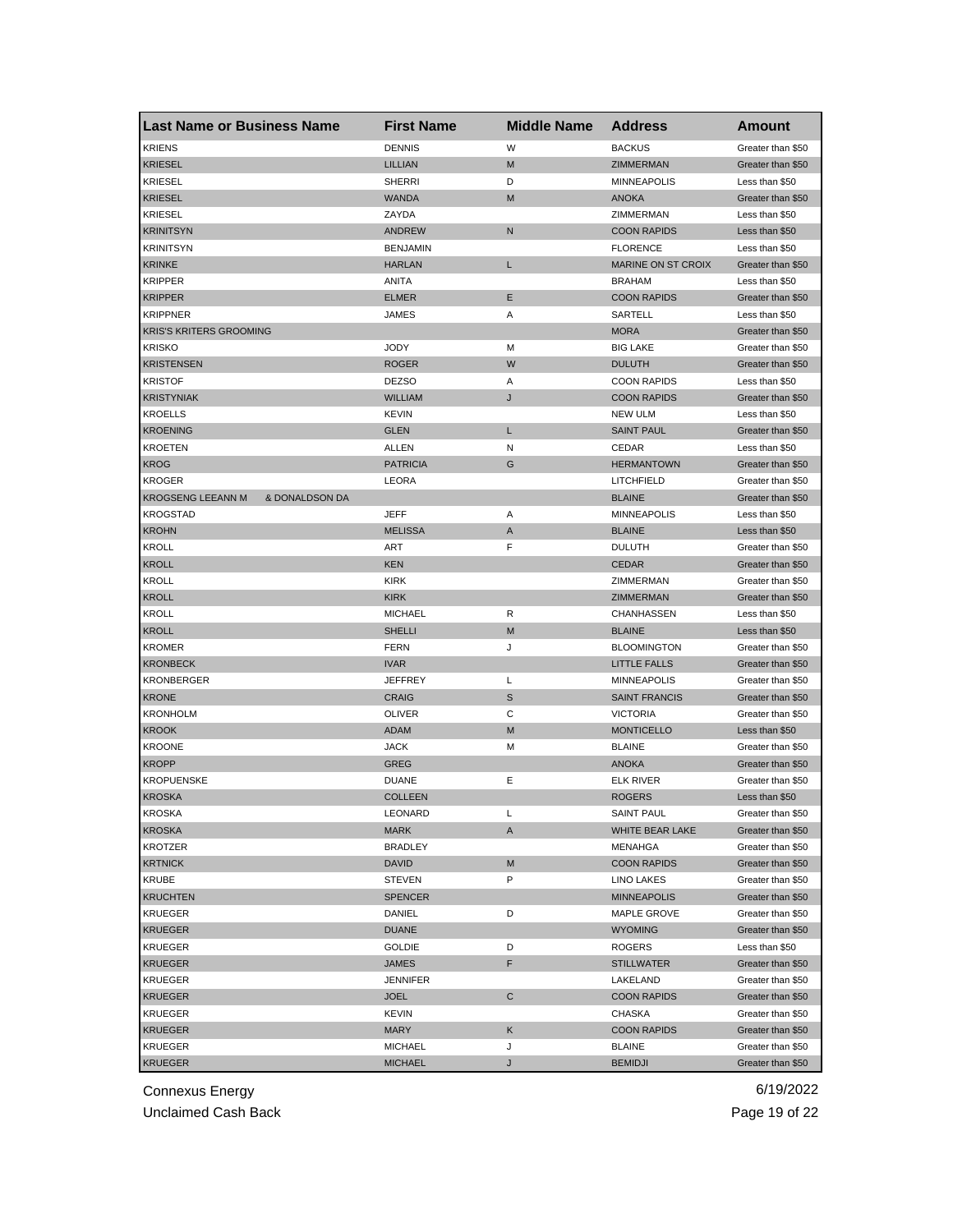| Last Name or Business Name | First Name | Middle Name | Address | Amount |
|---|---|---|---|---|
| KRIENS | DENNIS | W | BACKUS | Greater than $50 |
| KRIESEL | LILLIAN | M | ZIMMERMAN | Greater than $50 |
| KRIESEL | SHERRI | D | MINNEAPOLIS | Less than $50 |
| KRIESEL | WANDA | M | ANOKA | Greater than $50 |
| KRIESEL | ZAYDA | | ZIMMERMAN | Less than $50 |
| KRINITSYN | ANDREW | N | COON RAPIDS | Less than $50 |
| KRINITSYN | BENJAMIN | | FLORENCE | Less than $50 |
| KRINKE | HARLAN | L | MARINE ON ST CROIX | Greater than $50 |
| KRIPPER | ANITA | | BRAHAM | Less than $50 |
| KRIPPER | ELMER | E | COON RAPIDS | Greater than $50 |
| KRIPPNER | JAMES | A | SARTELL | Less than $50 |
| KRIS'S KRITERS GROOMING | | | MORA | Greater than $50 |
| KRISKO | JODY | M | BIG LAKE | Greater than $50 |
| KRISTENSEN | ROGER | W | DULUTH | Greater than $50 |
| KRISTOF | DEZSO | A | COON RAPIDS | Less than $50 |
| KRISTYNIAK | WILLIAM | J | COON RAPIDS | Greater than $50 |
| KROELLS | KEVIN | | NEW ULM | Less than $50 |
| KROENING | GLEN | L | SAINT PAUL | Greater than $50 |
| KROETEN | ALLEN | N | CEDAR | Less than $50 |
| KROG | PATRICIA | G | HERMANTOWN | Greater than $50 |
| KROGER | LEORA | | LITCHFIELD | Greater than $50 |
| KROGSENG LEEANN M & DONALDSON DA | | | BLAINE | Greater than $50 |
| KROGSTAD | JEFF | A | MINNEAPOLIS | Less than $50 |
| KROHN | MELISSA | A | BLAINE | Less than $50 |
| KROLL | ART | F | DULUTH | Greater than $50 |
| KROLL | KEN | | CEDAR | Greater than $50 |
| KROLL | KIRK | | ZIMMERMAN | Greater than $50 |
| KROLL | KIRK | | ZIMMERMAN | Greater than $50 |
| KROLL | MICHAEL | R | CHANHASSEN | Less than $50 |
| KROLL | SHELLI | M | BLAINE | Less than $50 |
| KROMER | FERN | J | BLOOMINGTON | Greater than $50 |
| KRONBECK | IVAR | | LITTLE FALLS | Greater than $50 |
| KRONBERGER | JEFFREY | L | MINNEAPOLIS | Greater than $50 |
| KRONE | CRAIG | S | SAINT FRANCIS | Greater than $50 |
| KRONHOLM | OLIVER | C | VICTORIA | Greater than $50 |
| KROOK | ADAM | M | MONTICELLO | Less than $50 |
| KROONE | JACK | M | BLAINE | Greater than $50 |
| KROPP | GREG | | ANOKA | Greater than $50 |
| KROPUENSKE | DUANE | E | ELK RIVER | Greater than $50 |
| KROSKA | COLLEEN | | ROGERS | Less than $50 |
| KROSKA | LEONARD | L | SAINT PAUL | Greater than $50 |
| KROSKA | MARK | A | WHITE BEAR LAKE | Greater than $50 |
| KROTZER | BRADLEY | | MENAHGA | Greater than $50 |
| KRTNICK | DAVID | M | COON RAPIDS | Greater than $50 |
| KRUBE | STEVEN | P | LINO LAKES | Greater than $50 |
| KRUCHTEN | SPENCER | | MINNEAPOLIS | Greater than $50 |
| KRUEGER | DANIEL | D | MAPLE GROVE | Greater than $50 |
| KRUEGER | DUANE | | WYOMING | Greater than $50 |
| KRUEGER | GOLDIE | D | ROGERS | Less than $50 |
| KRUEGER | JAMES | F | STILLWATER | Greater than $50 |
| KRUEGER | JENNIFER | | LAKELAND | Greater than $50 |
| KRUEGER | JOEL | C | COON RAPIDS | Greater than $50 |
| KRUEGER | KEVIN | | CHASKA | Greater than $50 |
| KRUEGER | MARY | K | COON RAPIDS | Greater than $50 |
| KRUEGER | MICHAEL | J | BLAINE | Greater than $50 |
| KRUEGER | MICHAEL | J | BEMIDJI | Greater than $50 |

Connexus Energy
Unclaimed Cash Back
6/19/2022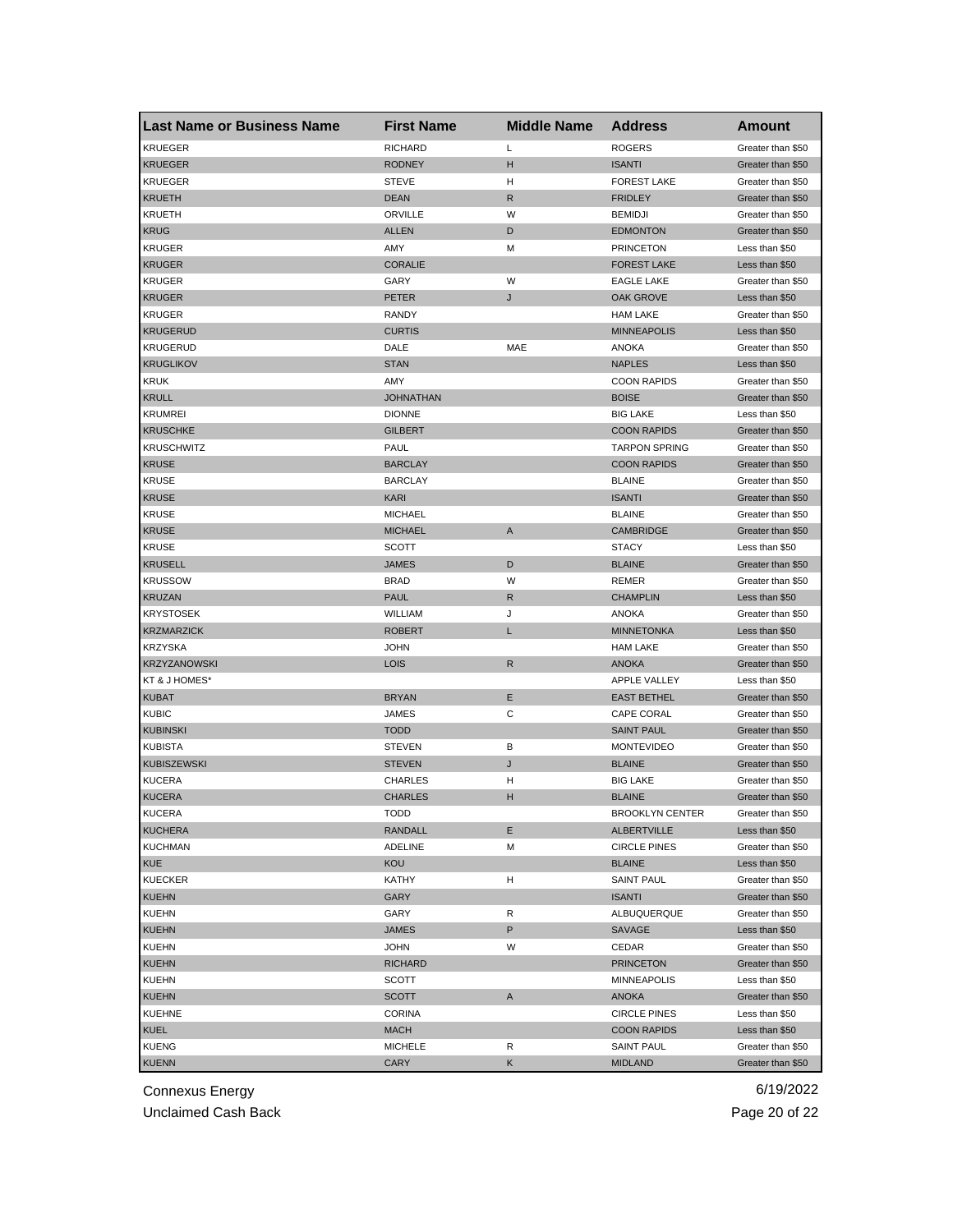| Last Name or Business Name | First Name | Middle Name | Address | Amount |
|---|---|---|---|---|
| KRUEGER | RICHARD | L | ROGERS | Greater than $50 |
| KRUEGER | RODNEY | H | ISANTI | Greater than $50 |
| KRUEGER | STEVE | H | FOREST LAKE | Greater than $50 |
| KRUETH | DEAN | R | FRIDLEY | Greater than $50 |
| KRUETH | ORVILLE | W | BEMIDJI | Greater than $50 |
| KRUG | ALLEN | D | EDMONTON | Greater than $50 |
| KRUGER | AMY | M | PRINCETON | Less than $50 |
| KRUGER | CORALIE | | FOREST LAKE | Less than $50 |
| KRUGER | GARY | W | EAGLE LAKE | Greater than $50 |
| KRUGER | PETER | J | OAK GROVE | Less than $50 |
| KRUGER | RANDY | | HAM LAKE | Greater than $50 |
| KRUGERUD | CURTIS | | MINNEAPOLIS | Less than $50 |
| KRUGERUD | DALE | MAE | ANOKA | Greater than $50 |
| KRUGLIKOV | STAN | | NAPLES | Less than $50 |
| KRUK | AMY | | COON RAPIDS | Greater than $50 |
| KRULL | JOHNATHAN | | BOISE | Greater than $50 |
| KRUMREI | DIONNE | | BIG LAKE | Less than $50 |
| KRUSCHKE | GILBERT | | COON RAPIDS | Greater than $50 |
| KRUSCHWITZ | PAUL | | TARPON SPRING | Greater than $50 |
| KRUSE | BARCLAY | | COON RAPIDS | Greater than $50 |
| KRUSE | BARCLAY | | BLAINE | Greater than $50 |
| KRUSE | KARI | | ISANTI | Greater than $50 |
| KRUSE | MICHAEL | | BLAINE | Greater than $50 |
| KRUSE | MICHAEL | A | CAMBRIDGE | Greater than $50 |
| KRUSE | SCOTT | | STACY | Less than $50 |
| KRUSELL | JAMES | D | BLAINE | Greater than $50 |
| KRUSSOW | BRAD | W | REMER | Greater than $50 |
| KRUZAN | PAUL | R | CHAMPLIN | Less than $50 |
| KRYSTOSEK | WILLIAM | J | ANOKA | Greater than $50 |
| KRZMARZICK | ROBERT | L | MINNETONKA | Less than $50 |
| KRZYSKA | JOHN | | HAM LAKE | Greater than $50 |
| KRZYZANOWSKI | LOIS | R | ANOKA | Greater than $50 |
| KT & J HOMES* | | | APPLE VALLEY | Less than $50 |
| KUBAT | BRYAN | E | EAST BETHEL | Greater than $50 |
| KUBIC | JAMES | C | CAPE CORAL | Greater than $50 |
| KUBINSKI | TODD | | SAINT PAUL | Greater than $50 |
| KUBISTA | STEVEN | B | MONTEVIDEO | Greater than $50 |
| KUBISZEWSKI | STEVEN | J | BLAINE | Greater than $50 |
| KUCERA | CHARLES | H | BIG LAKE | Greater than $50 |
| KUCERA | CHARLES | H | BLAINE | Greater than $50 |
| KUCERA | TODD | | BROOKLYN CENTER | Greater than $50 |
| KUCHERA | RANDALL | E | ALBERTVILLE | Less than $50 |
| KUCHMAN | ADELINE | M | CIRCLE PINES | Greater than $50 |
| KUE | KOU | | BLAINE | Less than $50 |
| KUECKER | KATHY | H | SAINT PAUL | Greater than $50 |
| KUEHN | GARY | | ISANTI | Greater than $50 |
| KUEHN | GARY | R | ALBUQUERQUE | Greater than $50 |
| KUEHN | JAMES | P | SAVAGE | Less than $50 |
| KUEHN | JOHN | W | CEDAR | Greater than $50 |
| KUEHN | RICHARD | | PRINCETON | Greater than $50 |
| KUEHN | SCOTT | | MINNEAPOLIS | Less than $50 |
| KUEHN | SCOTT | A | ANOKA | Greater than $50 |
| KUEHNE | CORINA | | CIRCLE PINES | Less than $50 |
| KUEL | MACH | | COON RAPIDS | Less than $50 |
| KUENG | MICHELE | R | SAINT PAUL | Greater than $50 |
| KUENN | CARY | K | MIDLAND | Greater than $50 |

Connexus Energy
Unclaimed Cash Back

6/19/2022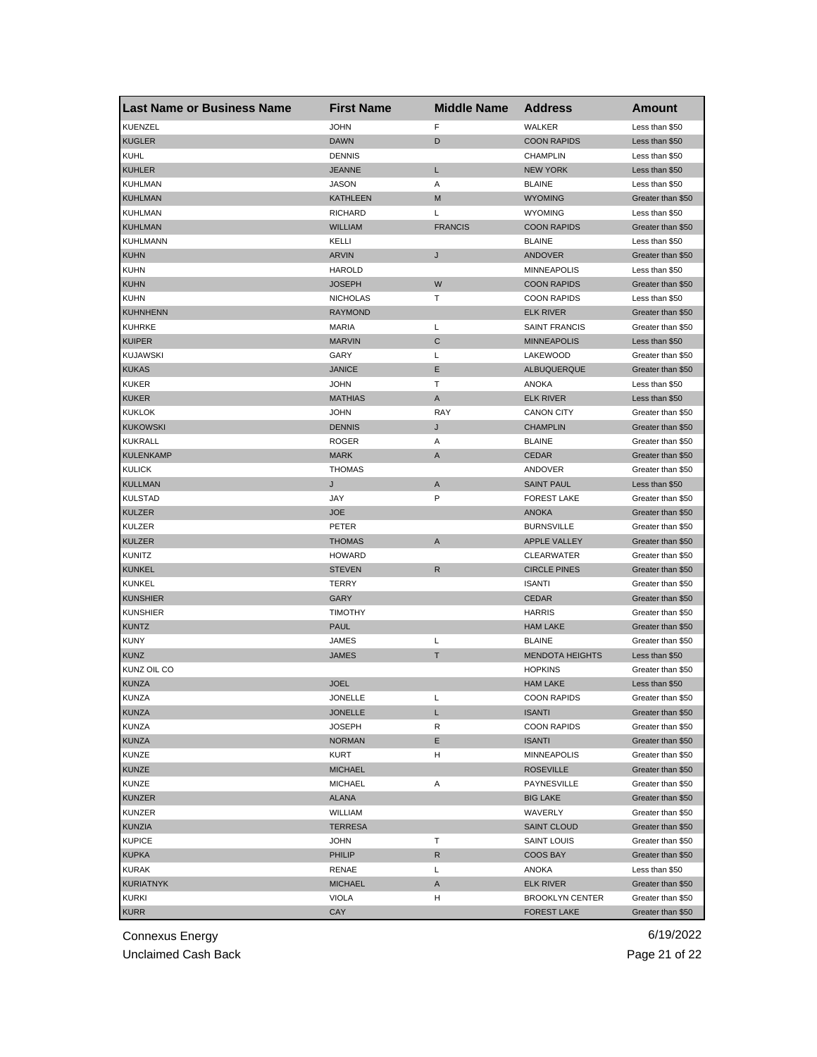| Last Name or Business Name | First Name | Middle Name | Address | Amount |
| --- | --- | --- | --- | --- |
| KUENZEL | JOHN | F | WALKER | Less than $50 |
| KUGLER | DAWN | D | COON RAPIDS | Less than $50 |
| KUHL | DENNIS | | CHAMPLIN | Less than $50 |
| KUHLER | JEANNE | L | NEW YORK | Less than $50 |
| KUHLMAN | JASON | A | BLAINE | Less than $50 |
| KUHLMAN | KATHLEEN | M | WYOMING | Greater than $50 |
| KUHLMAN | RICHARD | L | WYOMING | Less than $50 |
| KUHLMAN | WILLIAM | FRANCIS | COON RAPIDS | Greater than $50 |
| KUHLMANN | KELLI | | BLAINE | Less than $50 |
| KUHN | ARVIN | J | ANDOVER | Greater than $50 |
| KUHN | HAROLD | | MINNEAPOLIS | Less than $50 |
| KUHN | JOSEPH | W | COON RAPIDS | Greater than $50 |
| KUHN | NICHOLAS | T | COON RAPIDS | Less than $50 |
| KUHNHENN | RAYMOND | | ELK RIVER | Greater than $50 |
| KUHRKE | MARIA | L | SAINT FRANCIS | Greater than $50 |
| KUIPER | MARVIN | C | MINNEAPOLIS | Less than $50 |
| KUJAWSKI | GARY | L | LAKEWOOD | Greater than $50 |
| KUKAS | JANICE | E | ALBUQUERQUE | Greater than $50 |
| KUKER | JOHN | T | ANOKA | Less than $50 |
| KUKER | MATHIAS | A | ELK RIVER | Less than $50 |
| KUKLOK | JOHN | RAY | CANON CITY | Greater than $50 |
| KUKOWSKI | DENNIS | J | CHAMPLIN | Greater than $50 |
| KUKRALL | ROGER | A | BLAINE | Greater than $50 |
| KULENKAMP | MARK | A | CEDAR | Greater than $50 |
| KULICK | THOMAS | | ANDOVER | Greater than $50 |
| KULLMAN | J | A | SAINT PAUL | Less than $50 |
| KULSTAD | JAY | P | FOREST LAKE | Greater than $50 |
| KULZER | JOE | | ANOKA | Greater than $50 |
| KULZER | PETER | | BURNSVILLE | Greater than $50 |
| KULZER | THOMAS | A | APPLE VALLEY | Greater than $50 |
| KUNITZ | HOWARD | | CLEARWATER | Greater than $50 |
| KUNKEL | STEVEN | R | CIRCLE PINES | Greater than $50 |
| KUNKEL | TERRY | | ISANTI | Greater than $50 |
| KUNSHIER | GARY | | CEDAR | Greater than $50 |
| KUNSHIER | TIMOTHY | | HARRIS | Greater than $50 |
| KUNTZ | PAUL | | HAM LAKE | Greater than $50 |
| KUNY | JAMES | L | BLAINE | Greater than $50 |
| KUNZ | JAMES | T | MENDOTA HEIGHTS | Less than $50 |
| KUNZ OIL CO | | | HOPKINS | Greater than $50 |
| KUNZA | JOEL | | HAM LAKE | Less than $50 |
| KUNZA | JONELLE | L | COON RAPIDS | Greater than $50 |
| KUNZA | JONELLE | L | ISANTI | Greater than $50 |
| KUNZA | JOSEPH | R | COON RAPIDS | Greater than $50 |
| KUNZA | NORMAN | E | ISANTI | Greater than $50 |
| KUNZE | KURT | H | MINNEAPOLIS | Greater than $50 |
| KUNZE | MICHAEL | | ROSEVILLE | Greater than $50 |
| KUNZE | MICHAEL | A | PAYNESVILLE | Greater than $50 |
| KUNZER | ALANA | | BIG LAKE | Greater than $50 |
| KUNZER | WILLIAM | | WAVERLY | Greater than $50 |
| KUNZIA | TERRESA | | SAINT CLOUD | Greater than $50 |
| KUPICE | JOHN | T | SAINT LOUIS | Greater than $50 |
| KUPKA | PHILIP | R | COOS BAY | Greater than $50 |
| KURAK | RENAE | L | ANOKA | Less than $50 |
| KURIATNYK | MICHAEL | A | ELK RIVER | Greater than $50 |
| KURKI | VIOLA | H | BROOKLYN CENTER | Greater than $50 |
| KURR | CAY | | FOREST LAKE | Greater than $50 |

Connexus Energy
Unclaimed Cash Back

6/19/2022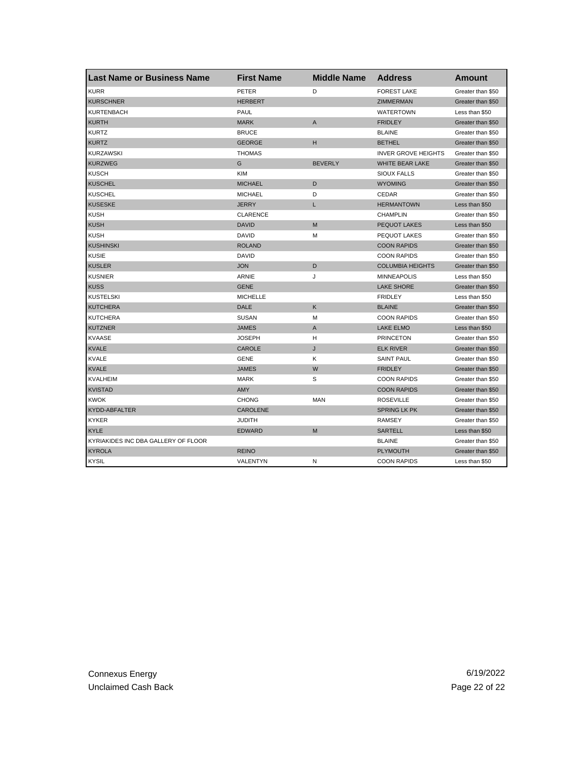| Last Name or Business Name | First Name | Middle Name | Address | Amount |
|---|---|---|---|---|
| KURR | PETER | D | FOREST LAKE | Greater than $50 |
| KURSCHNER | HERBERT | | ZIMMERMAN | Greater than $50 |
| KURTENBACH | PAUL | | WATERTOWN | Less than $50 |
| KURTH | MARK | A | FRIDLEY | Greater than $50 |
| KURTZ | BRUCE | | BLAINE | Greater than $50 |
| KURTZ | GEORGE | H | BETHEL | Greater than $50 |
| KURZAWSKI | THOMAS | | INVER GROVE HEIGHTS | Greater than $50 |
| KURZWEG | G | BEVERLY | WHITE BEAR LAKE | Greater than $50 |
| KUSCH | KIM | | SIOUX FALLS | Greater than $50 |
| KUSCHEL | MICHAEL | D | WYOMING | Greater than $50 |
| KUSCHEL | MICHAEL | D | CEDAR | Greater than $50 |
| KUSESKE | JERRY | L | HERMANTOWN | Less than $50 |
| KUSH | CLARENCE | | CHAMPLIN | Greater than $50 |
| KUSH | DAVID | M | PEQUOT LAKES | Less than $50 |
| KUSH | DAVID | M | PEQUOT LAKES | Greater than $50 |
| KUSHINSKI | ROLAND | | COON RAPIDS | Greater than $50 |
| KUSIE | DAVID | | COON RAPIDS | Greater than $50 |
| KUSLER | JON | D | COLUMBIA HEIGHTS | Greater than $50 |
| KUSNIER | ARNIE | J | MINNEAPOLIS | Less than $50 |
| KUSS | GENE | | LAKE SHORE | Greater than $50 |
| KUSTELSKI | MICHELLE | | FRIDLEY | Less than $50 |
| KUTCHERA | DALE | K | BLAINE | Greater than $50 |
| KUTCHERA | SUSAN | M | COON RAPIDS | Greater than $50 |
| KUTZNER | JAMES | A | LAKE ELMO | Less than $50 |
| KVAASE | JOSEPH | H | PRINCETON | Greater than $50 |
| KVALE | CAROLE | J | ELK RIVER | Greater than $50 |
| KVALE | GENE | K | SAINT PAUL | Greater than $50 |
| KVALE | JAMES | W | FRIDLEY | Greater than $50 |
| KVALHEIM | MARK | S | COON RAPIDS | Greater than $50 |
| KVISTAD | AMY | | COON RAPIDS | Greater than $50 |
| KWOK | CHONG | MAN | ROSEVILLE | Greater than $50 |
| KYDD-ABFALTER | CAROLENE | | SPRING LK PK | Greater than $50 |
| KYKER | JUDITH | | RAMSEY | Greater than $50 |
| KYLE | EDWARD | M | SARTELL | Less than $50 |
| KYRIAKIDES INC DBA GALLERY OF FLOOR | | | BLAINE | Greater than $50 |
| KYROLA | REINO | | PLYMOUTH | Greater than $50 |
| KYSIL | VALENTYN | N | COON RAPIDS | Less than $50 |